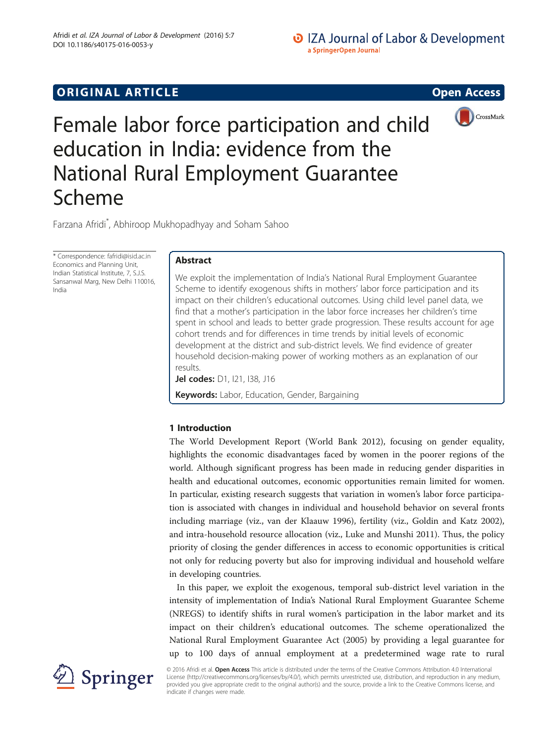ORIGINAL ARTICLE

Open Access

# Female labor force participation and child education in India: evidence from the National Rural Employment Guarantee Scheme

Farzana Afridi*, Abhiroop Mukhopadhyay and Soham Sahoo

* Correspondence: fafridi@isid.ac.in
Economics and Planning Unit, Indian Statistical Institute, 7, S.J.S. Sansanwal Marg, New Delhi 110016, India

## Abstract

We exploit the implementation of India's National Rural Employment Guarantee Scheme to identify exogenous shifts in mothers' labor force participation and its impact on their children's educational outcomes. Using child level panel data, we find that a mother's participation in the labor force increases her children's time spent in school and leads to better grade progression. These results account for age cohort trends and for differences in time trends by initial levels of economic development at the district and sub-district levels. We find evidence of greater household decision-making power of working mothers as an explanation of our results.

**Jel codes:** D1, I21, I38, J16

**Keywords:** Labor, Education, Gender, Bargaining

## 1 Introduction

The World Development Report (World Bank 2012), focusing on gender equality, highlights the economic disadvantages faced by women in the poorer regions of the world. Although significant progress has been made in reducing gender disparities in health and educational outcomes, economic opportunities remain limited for women. In particular, existing research suggests that variation in women's labor force participation is associated with changes in individual and household behavior on several fronts including marriage (viz., van der Klaauw 1996), fertility (viz., Goldin and Katz 2002), and intra-household resource allocation (viz., Luke and Munshi 2011). Thus, the policy priority of closing the gender differences in access to economic opportunities is critical not only for reducing poverty but also for improving individual and household welfare in developing countries.

In this paper, we exploit the exogenous, temporal sub-district level variation in the intensity of implementation of India's National Rural Employment Guarantee Scheme (NREGS) to identify shifts in rural women's participation in the labor market and its impact on their children's educational outcomes. The scheme operationalized the National Rural Employment Guarantee Act (2005) by providing a legal guarantee for up to 100 days of annual employment at a predetermined wage rate to rural

© 2016 Afridi et al. **Open Access** This article is distributed under the terms of the Creative Commons Attribution 4.0 International License (http://creativecommons.org/licenses/by/4.0/), which permits unrestricted use, distribution, and reproduction in any medium, provided you give appropriate credit to the original author(s) and the source, provide a link to the Creative Commons license, and indicate if changes were made.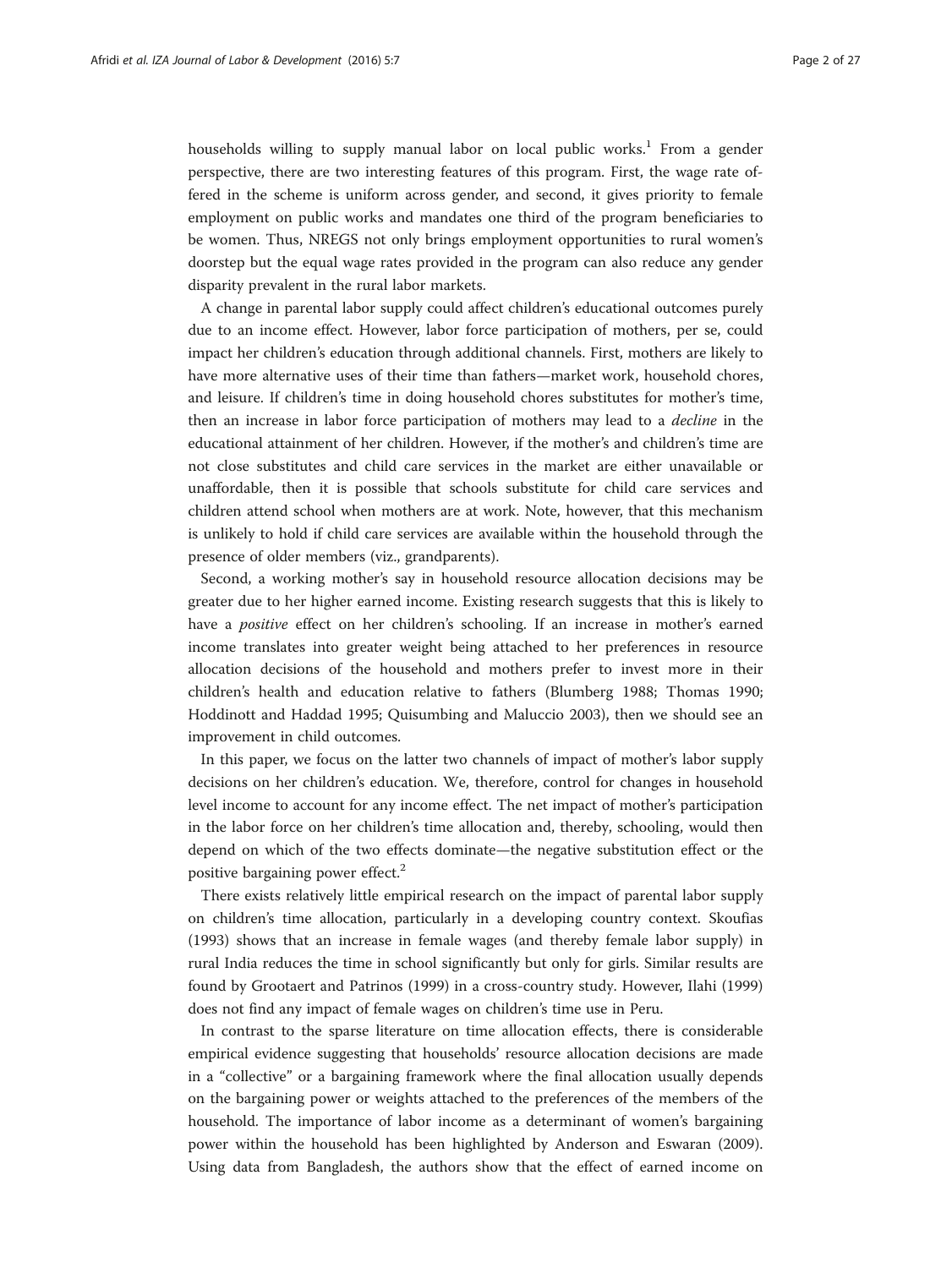households willing to supply manual labor on local public works.[1] From a gender perspective, there are two interesting features of this program. First, the wage rate offered in the scheme is uniform across gender, and second, it gives priority to female employment on public works and mandates one third of the program beneficiaries to be women. Thus, NREGS not only brings employment opportunities to rural women's doorstep but the equal wage rates provided in the program can also reduce any gender disparity prevalent in the rural labor markets.

A change in parental labor supply could affect children's educational outcomes purely due to an income effect. However, labor force participation of mothers, per se, could impact her children's education through additional channels. First, mothers are likely to have more alternative uses of their time than fathers—market work, household chores, and leisure. If children's time in doing household chores substitutes for mother's time, then an increase in labor force participation of mothers may lead to a *decline* in the educational attainment of her children. However, if the mother's and children's time are not close substitutes and child care services in the market are either unavailable or unaffordable, then it is possible that schools substitute for child care services and children attend school when mothers are at work. Note, however, that this mechanism is unlikely to hold if child care services are available within the household through the presence of older members (viz., grandparents).

Second, a working mother's say in household resource allocation decisions may be greater due to her higher earned income. Existing research suggests that this is likely to have a *positive* effect on her children's schooling. If an increase in mother's earned income translates into greater weight being attached to her preferences in resource allocation decisions of the household and mothers prefer to invest more in their children's health and education relative to fathers (Blumberg 1988; Thomas 1990; Hoddinott and Haddad 1995; Quisumbing and Maluccio 2003), then we should see an improvement in child outcomes.

In this paper, we focus on the latter two channels of impact of mother's labor supply decisions on her children's education. We, therefore, control for changes in household level income to account for any income effect. The net impact of mother's participation in the labor force on her children's time allocation and, thereby, schooling, would then depend on which of the two effects dominate—the negative substitution effect or the positive bargaining power effect.[2]

There exists relatively little empirical research on the impact of parental labor supply on children's time allocation, particularly in a developing country context. Skoufias (1993) shows that an increase in female wages (and thereby female labor supply) in rural India reduces the time in school significantly but only for girls. Similar results are found by Grootaert and Patrinos (1999) in a cross-country study. However, Ilahi (1999) does not find any impact of female wages on children's time use in Peru.

In contrast to the sparse literature on time allocation effects, there is considerable empirical evidence suggesting that households' resource allocation decisions are made in a "collective" or a bargaining framework where the final allocation usually depends on the bargaining power or weights attached to the preferences of the members of the household. The importance of labor income as a determinant of women's bargaining power within the household has been highlighted by Anderson and Eswaran (2009). Using data from Bangladesh, the authors show that the effect of earned income on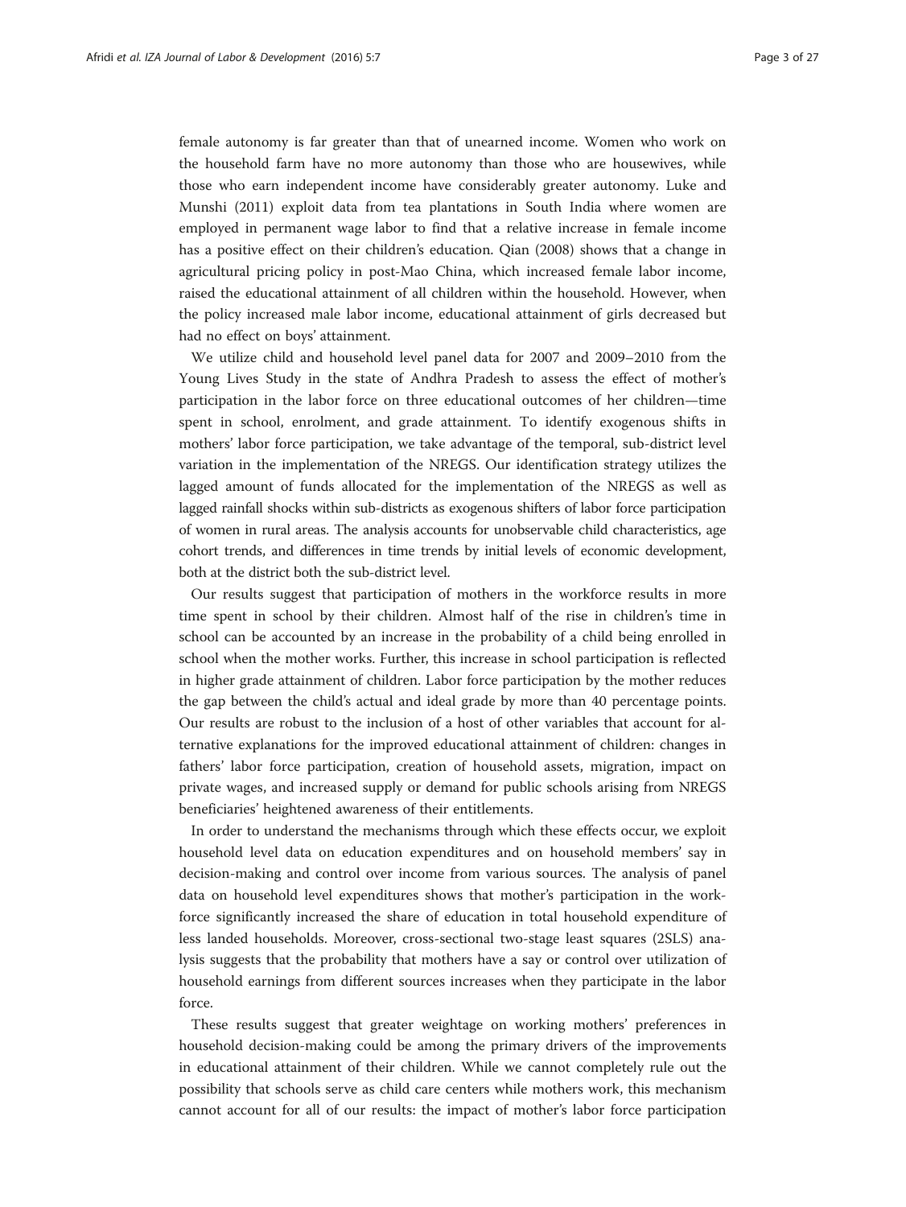female autonomy is far greater than that of unearned income. Women who work on the household farm have no more autonomy than those who are housewives, while those who earn independent income have considerably greater autonomy. Luke and Munshi (2011) exploit data from tea plantations in South India where women are employed in permanent wage labor to find that a relative increase in female income has a positive effect on their children's education. Qian (2008) shows that a change in agricultural pricing policy in post-Mao China, which increased female labor income, raised the educational attainment of all children within the household. However, when the policy increased male labor income, educational attainment of girls decreased but had no effect on boys' attainment.

We utilize child and household level panel data for 2007 and 2009–2010 from the Young Lives Study in the state of Andhra Pradesh to assess the effect of mother's participation in the labor force on three educational outcomes of her children—time spent in school, enrolment, and grade attainment. To identify exogenous shifts in mothers' labor force participation, we take advantage of the temporal, sub-district level variation in the implementation of the NREGS. Our identification strategy utilizes the lagged amount of funds allocated for the implementation of the NREGS as well as lagged rainfall shocks within sub-districts as exogenous shifters of labor force participation of women in rural areas. The analysis accounts for unobservable child characteristics, age cohort trends, and differences in time trends by initial levels of economic development, both at the district both the sub-district level.

Our results suggest that participation of mothers in the workforce results in more time spent in school by their children. Almost half of the rise in children's time in school can be accounted by an increase in the probability of a child being enrolled in school when the mother works. Further, this increase in school participation is reflected in higher grade attainment of children. Labor force participation by the mother reduces the gap between the child's actual and ideal grade by more than 40 percentage points. Our results are robust to the inclusion of a host of other variables that account for alternative explanations for the improved educational attainment of children: changes in fathers' labor force participation, creation of household assets, migration, impact on private wages, and increased supply or demand for public schools arising from NREGS beneficiaries' heightened awareness of their entitlements.

In order to understand the mechanisms through which these effects occur, we exploit household level data on education expenditures and on household members' say in decision-making and control over income from various sources. The analysis of panel data on household level expenditures shows that mother's participation in the workforce significantly increased the share of education in total household expenditure of less landed households. Moreover, cross-sectional two-stage least squares (2SLS) analysis suggests that the probability that mothers have a say or control over utilization of household earnings from different sources increases when they participate in the labor force.

These results suggest that greater weightage on working mothers' preferences in household decision-making could be among the primary drivers of the improvements in educational attainment of their children. While we cannot completely rule out the possibility that schools serve as child care centers while mothers work, this mechanism cannot account for all of our results: the impact of mother's labor force participation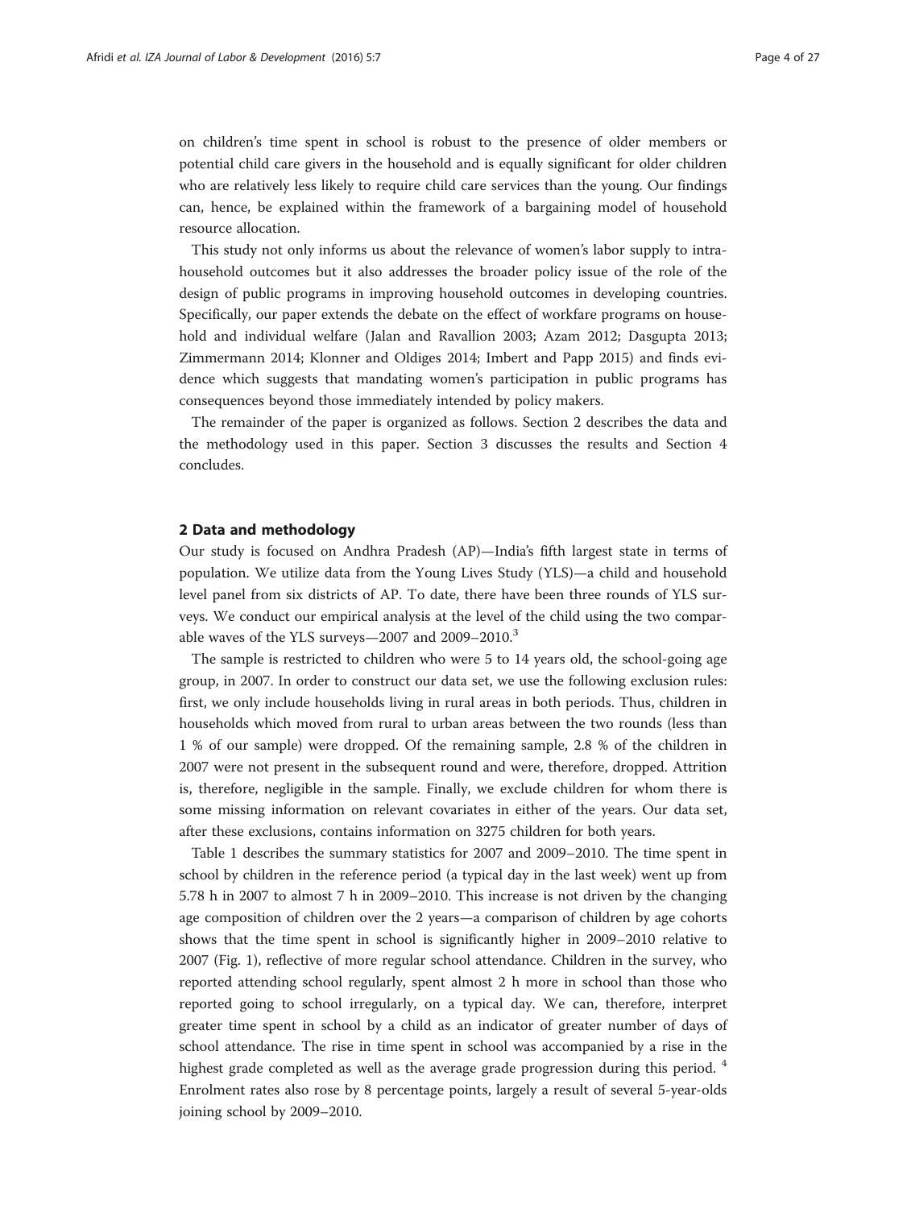on children's time spent in school is robust to the presence of older members or potential child care givers in the household and is equally significant for older children who are relatively less likely to require child care services than the young. Our findings can, hence, be explained within the framework of a bargaining model of household resource allocation.

This study not only informs us about the relevance of women's labor supply to intra-household outcomes but it also addresses the broader policy issue of the role of the design of public programs in improving household outcomes in developing countries. Specifically, our paper extends the debate on the effect of workfare programs on household and individual welfare (Jalan and Ravallion 2003; Azam 2012; Dasgupta 2013; Zimmermann 2014; Klonner and Oldiges 2014; Imbert and Papp 2015) and finds evidence which suggests that mandating women's participation in public programs has consequences beyond those immediately intended by policy makers.

The remainder of the paper is organized as follows. Section 2 describes the data and the methodology used in this paper. Section 3 discusses the results and Section 4 concludes.

## 2 Data and methodology

Our study is focused on Andhra Pradesh (AP)—India's fifth largest state in terms of population. We utilize data from the Young Lives Study (YLS)—a child and household level panel from six districts of AP. To date, there have been three rounds of YLS surveys. We conduct our empirical analysis at the level of the child using the two comparable waves of the YLS surveys—2007 and 2009–2010.[3]

The sample is restricted to children who were 5 to 14 years old, the school-going age group, in 2007. In order to construct our data set, we use the following exclusion rules: first, we only include households living in rural areas in both periods. Thus, children in households which moved from rural to urban areas between the two rounds (less than 1 % of our sample) were dropped. Of the remaining sample, 2.8 % of the children in 2007 were not present in the subsequent round and were, therefore, dropped. Attrition is, therefore, negligible in the sample. Finally, we exclude children for whom there is some missing information on relevant covariates in either of the years. Our data set, after these exclusions, contains information on 3275 children for both years.

Table 1 describes the summary statistics for 2007 and 2009–2010. The time spent in school by children in the reference period (a typical day in the last week) went up from 5.78 h in 2007 to almost 7 h in 2009–2010. This increase is not driven by the changing age composition of children over the 2 years—a comparison of children by age cohorts shows that the time spent in school is significantly higher in 2009–2010 relative to 2007 (Fig. 1), reflective of more regular school attendance. Children in the survey, who reported attending school regularly, spent almost 2 h more in school than those who reported going to school irregularly, on a typical day. We can, therefore, interpret greater time spent in school by a child as an indicator of greater number of days of school attendance. The rise in time spent in school was accompanied by a rise in the highest grade completed as well as the average grade progression during this period.[4] Enrolment rates also rose by 8 percentage points, largely a result of several 5-year-olds joining school by 2009–2010.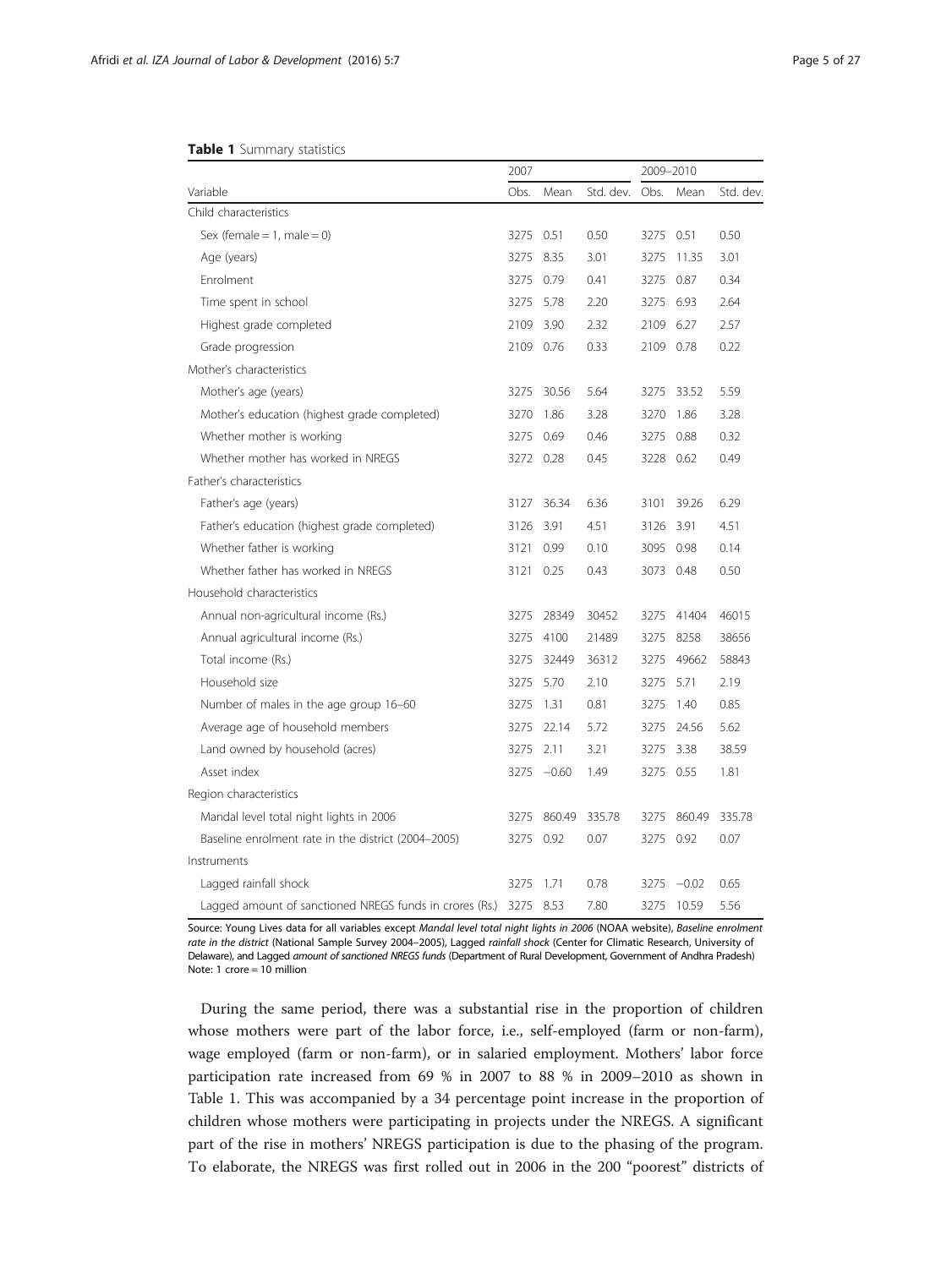**Table 1** Summary statistics

| Variable | 2007 | | | 2009–2010 | | |
|---|---|---|---|---|---|---|
| | Obs. | Mean | Std. dev. | Obs. | Mean | Std. dev. |
| Child characteristics | | | | | | |
| Sex (female = 1, male = 0) | 3275 | 0.51 | 0.50 | 3275 | 0.51 | 0.50 |
| Age (years) | 3275 | 8.35 | 3.01 | 3275 | 11.35 | 3.01 |
| Enrolment | 3275 | 0.79 | 0.41 | 3275 | 0.87 | 0.34 |
| Time spent in school | 3275 | 5.78 | 2.20 | 3275 | 6.93 | 2.64 |
| Highest grade completed | 2109 | 3.90 | 2.32 | 2109 | 6.27 | 2.57 |
| Grade progression | 2109 | 0.76 | 0.33 | 2109 | 0.78 | 0.22 |
| Mother's characteristics | | | | | | |
| Mother's age (years) | 3275 | 30.56 | 5.64 | 3275 | 33.52 | 5.59 |
| Mother's education (highest grade completed) | 3270 | 1.86 | 3.28 | 3270 | 1.86 | 3.28 |
| Whether mother is working | 3275 | 0.69 | 0.46 | 3275 | 0.88 | 0.32 |
| Whether mother has worked in NREGS | 3272 | 0.28 | 0.45 | 3228 | 0.62 | 0.49 |
| Father's characteristics | | | | | | |
| Father's age (years) | 3127 | 36.34 | 6.36 | 3101 | 39.26 | 6.29 |
| Father's education (highest grade completed) | 3126 | 3.91 | 4.51 | 3126 | 3.91 | 4.51 |
| Whether father is working | 3121 | 0.99 | 0.10 | 3095 | 0.98 | 0.14 |
| Whether father has worked in NREGS | 3121 | 0.25 | 0.43 | 3073 | 0.48 | 0.50 |
| Household characteristics | | | | | | |
| Annual non-agricultural income (Rs.) | 3275 | 28349 | 30452 | 3275 | 41404 | 46015 |
| Annual agricultural income (Rs.) | 3275 | 4100 | 21489 | 3275 | 8258 | 38656 |
| Total income (Rs.) | 3275 | 32449 | 36312 | 3275 | 49662 | 58843 |
| Household size | 3275 | 5.70 | 2.10 | 3275 | 5.71 | 2.19 |
| Number of males in the age group 16–60 | 3275 | 1.31 | 0.81 | 3275 | 1.40 | 0.85 |
| Average age of household members | 3275 | 22.14 | 5.72 | 3275 | 24.56 | 5.62 |
| Land owned by household (acres) | 3275 | 2.11 | 3.21 | 3275 | 3.38 | 38.59 |
| Asset index | 3275 | −0.60 | 1.49 | 3275 | 0.55 | 1.81 |
| Region characteristics | | | | | | |
| Mandal level total night lights in 2006 | 3275 | 860.49 | 335.78 | 3275 | 860.49 | 335.78 |
| Baseline enrolment rate in the district (2004–2005) | 3275 | 0.92 | 0.07 | 3275 | 0.92 | 0.07 |
| Instruments | | | | | | |
| Lagged rainfall shock | 3275 | 1.71 | 0.78 | 3275 | −0.02 | 0.65 |
| Lagged amount of sanctioned NREGS funds in crores (Rs.) | 3275 | 8.53 | 7.80 | 3275 | 10.59 | 5.56 |

Source: Young Lives data for all variables except *Mandal level total night lights in 2006* (NOAA website), *Baseline enrolment rate in the district* (National Sample Survey 2004–2005), Lagged *rainfall shock* (Center for Climatic Research, University of Delaware), and Lagged *amount of sanctioned NREGS funds* (Department of Rural Development, Government of Andhra Pradesh)
Note: 1 crore = 10 million

During the same period, there was a substantial rise in the proportion of children whose mothers were part of the labor force, i.e., self-employed (farm or non-farm), wage employed (farm or non-farm), or in salaried employment. Mothers' labor force participation rate increased from 69 % in 2007 to 88 % in 2009–2010 as shown in Table 1. This was accompanied by a 34 percentage point increase in the proportion of children whose mothers were participating in projects under the NREGS. A significant part of the rise in mothers' NREGS participation is due to the phasing of the program. To elaborate, the NREGS was first rolled out in 2006 in the 200 "poorest" districts of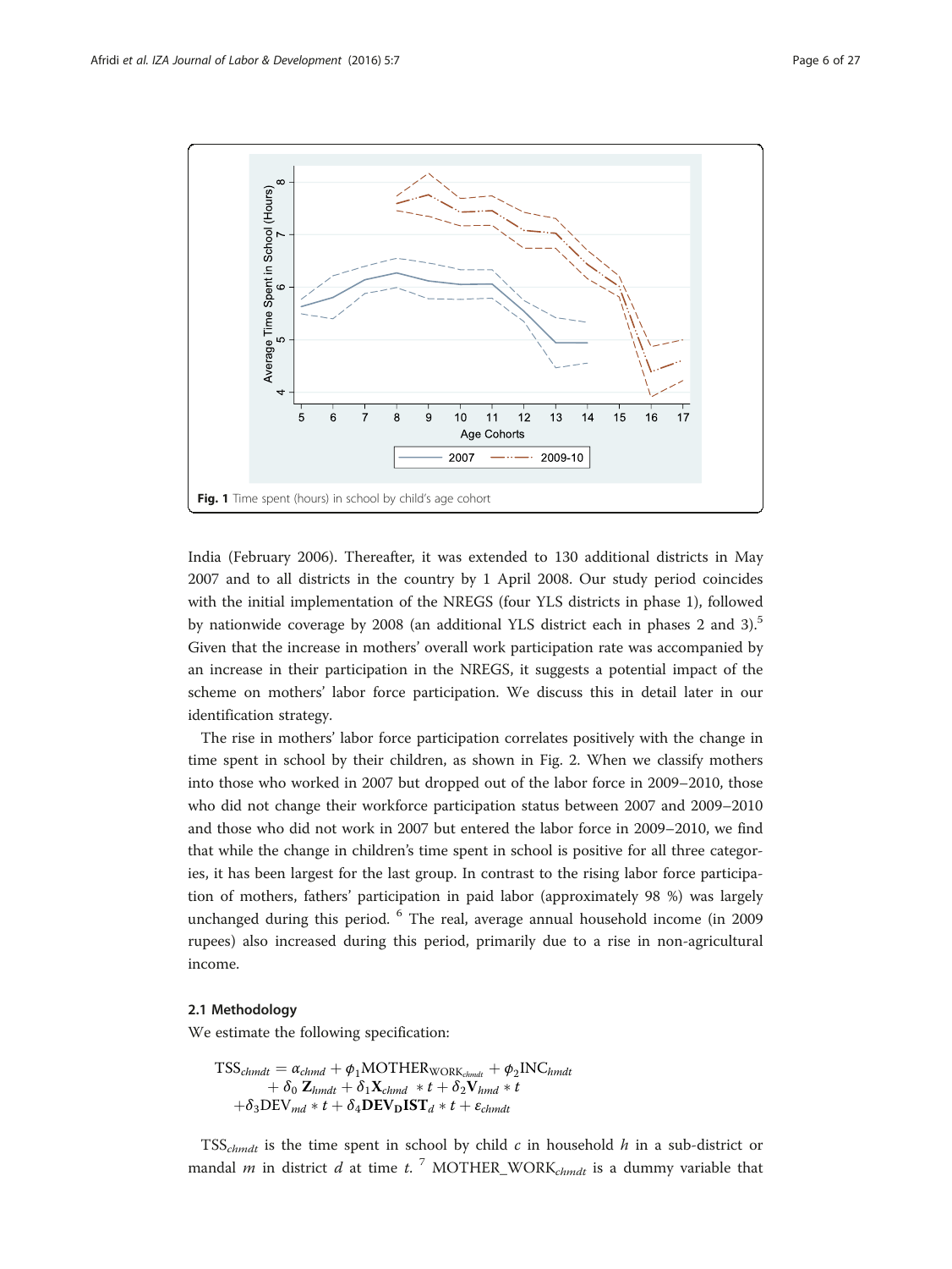Fig. 1 Time spent (hours) in school by child's age cohort

India (February 2006). Thereafter, it was extended to 130 additional districts in May 2007 and to all districts in the country by 1 April 2008. Our study period coincides with the initial implementation of the NREGS (four YLS districts in phase 1), followed by nationwide coverage by 2008 (an additional YLS district each in phases 2 and 3).[5] Given that the increase in mothers' overall work participation rate was accompanied by an increase in their participation in the NREGS, it suggests a potential impact of the scheme on mothers' labor force participation. We discuss this in detail later in our identification strategy.

The rise in mothers' labor force participation correlates positively with the change in time spent in school by their children, as shown in Fig. 2. When we classify mothers into those who worked in 2007 but dropped out of the labor force in 2009–2010, those who did not change their workforce participation status between 2007 and 2009–2010 and those who did not work in 2007 but entered the labor force in 2009–2010, we find that while the change in children's time spent in school is positive for all three categories, it has been largest for the last group. In contrast to the rising labor force participation of mothers, fathers' participation in paid labor (approximately 98 %) was largely unchanged during this period. [6] The real, average annual household income (in 2009 rupees) also increased during this period, primarily due to a rise in non-agricultural income.

### 2.1 Methodology

We estimate the following specification:

$$
\begin{aligned}
\mathrm{TSS}_{chmdt} = {} & \alpha_{chmd} + \phi_1 \mathrm{MOTHER}_{\mathrm{WORK}_{chmdt}} + \phi_2 \mathrm{INC}_{hmdt} \\
& + \delta_0\, \mathbf{Z}_{hmdt} + \delta_1 \mathbf{X}_{chmd} * t + \delta_2 \mathbf{V}_{hmd} * t \\
& + \delta_3 \mathrm{DEV}_{md} * t + \delta_4 \mathbf{DEV_D IST}_{d} * t + \varepsilon_{chmdt}
\end{aligned}
$$

$\mathrm{TSS}_{chmdt}$ is the time spent in school by child $c$ in household $h$ in a sub-district or mandal $m$ in district $d$ at time $t$. [7] $\mathrm{MOTHER\_WORK}_{chmdt}$ is a dummy variable that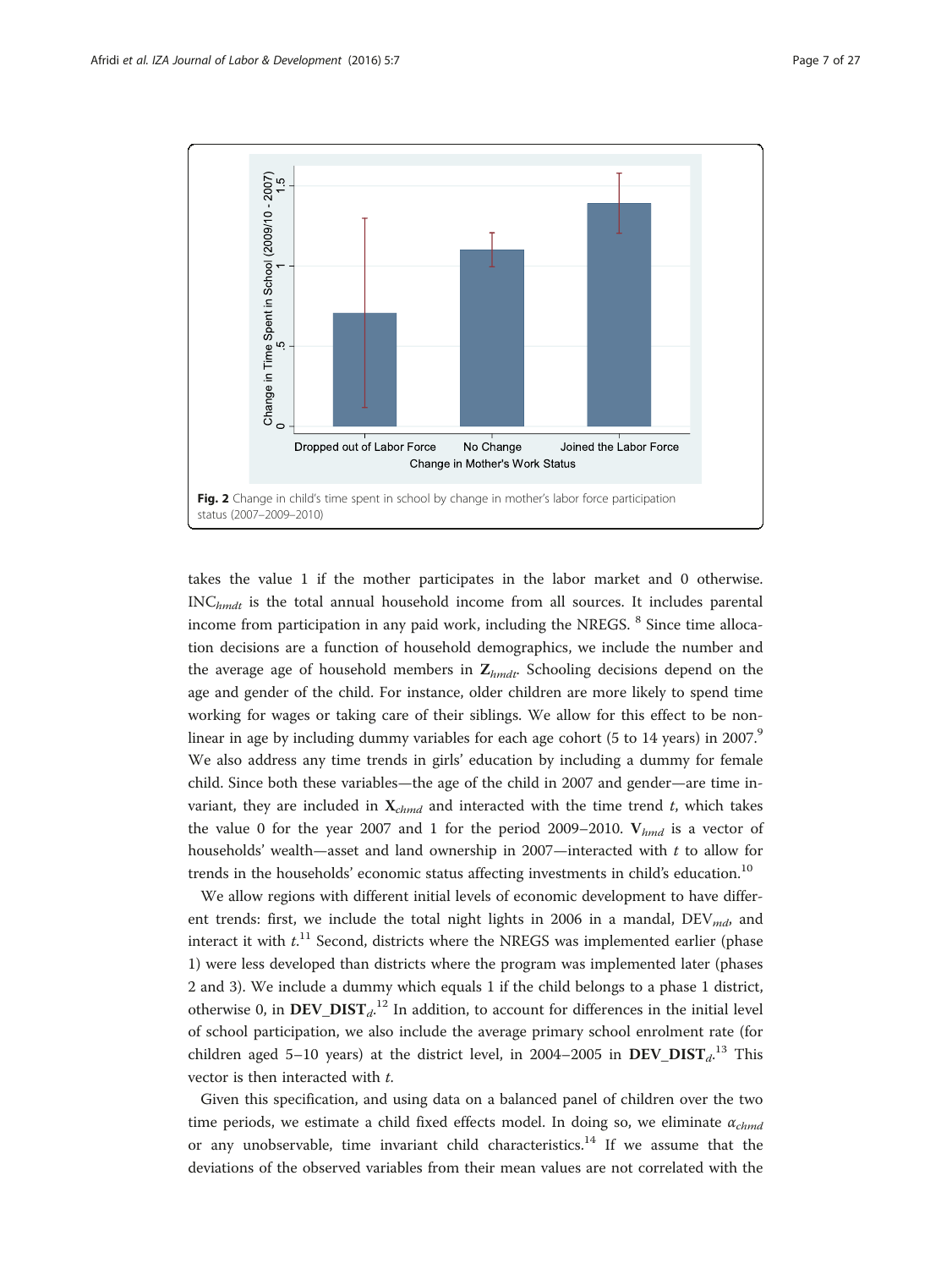Fig. 2 Change in child's time spent in school by change in mother's labor force participation status (2007–2009–2010)

takes the value 1 if the mother participates in the labor market and 0 otherwise. $\text{INC}_{hmdt}$ is the total annual household income from all sources. It includes parental income from participation in any paid work, including the NREGS. [8] Since time allocation decisions are a function of household demographics, we include the number and the average age of household members in $\mathbf{Z}_{hmdt}$. Schooling decisions depend on the age and gender of the child. For instance, older children are more likely to spend time working for wages or taking care of their siblings. We allow for this effect to be non-linear in age by including dummy variables for each age cohort (5 to 14 years) in 2007.[9] We also address any time trends in girls' education by including a dummy for female child. Since both these variables—the age of the child in 2007 and gender—are time invariant, they are included in $\mathbf{X}_{chmd}$ and interacted with the time trend $t$, which takes the value 0 for the year 2007 and 1 for the period 2009–2010. $\mathbf{V}_{hmd}$ is a vector of households' wealth—asset and land ownership in 2007—interacted with $t$ to allow for trends in the households' economic status affecting investments in child's education.[10]

We allow regions with different initial levels of economic development to have different trends: first, we include the total night lights in 2006 in a mandal, $\text{DEV}_{md}$, and interact it with $t$.[11] Second, districts where the NREGS was implemented earlier (phase 1) were less developed than districts where the program was implemented later (phases 2 and 3). We include a dummy which equals 1 if the child belongs to a phase 1 district, otherwise 0, in $\mathbf{DEV\_DIST}_d$.[12] In addition, to account for differences in the initial level of school participation, we also include the average primary school enrolment rate (for children aged 5–10 years) at the district level, in 2004–2005 in $\mathbf{DEV\_DIST}_d$.[13] This vector is then interacted with $t$.

Given this specification, and using data on a balanced panel of children over the two time periods, we estimate a child fixed effects model. In doing so, we eliminate $\alpha_{chmd}$ or any unobservable, time invariant child characteristics.[14] If we assume that the deviations of the observed variables from their mean values are not correlated with the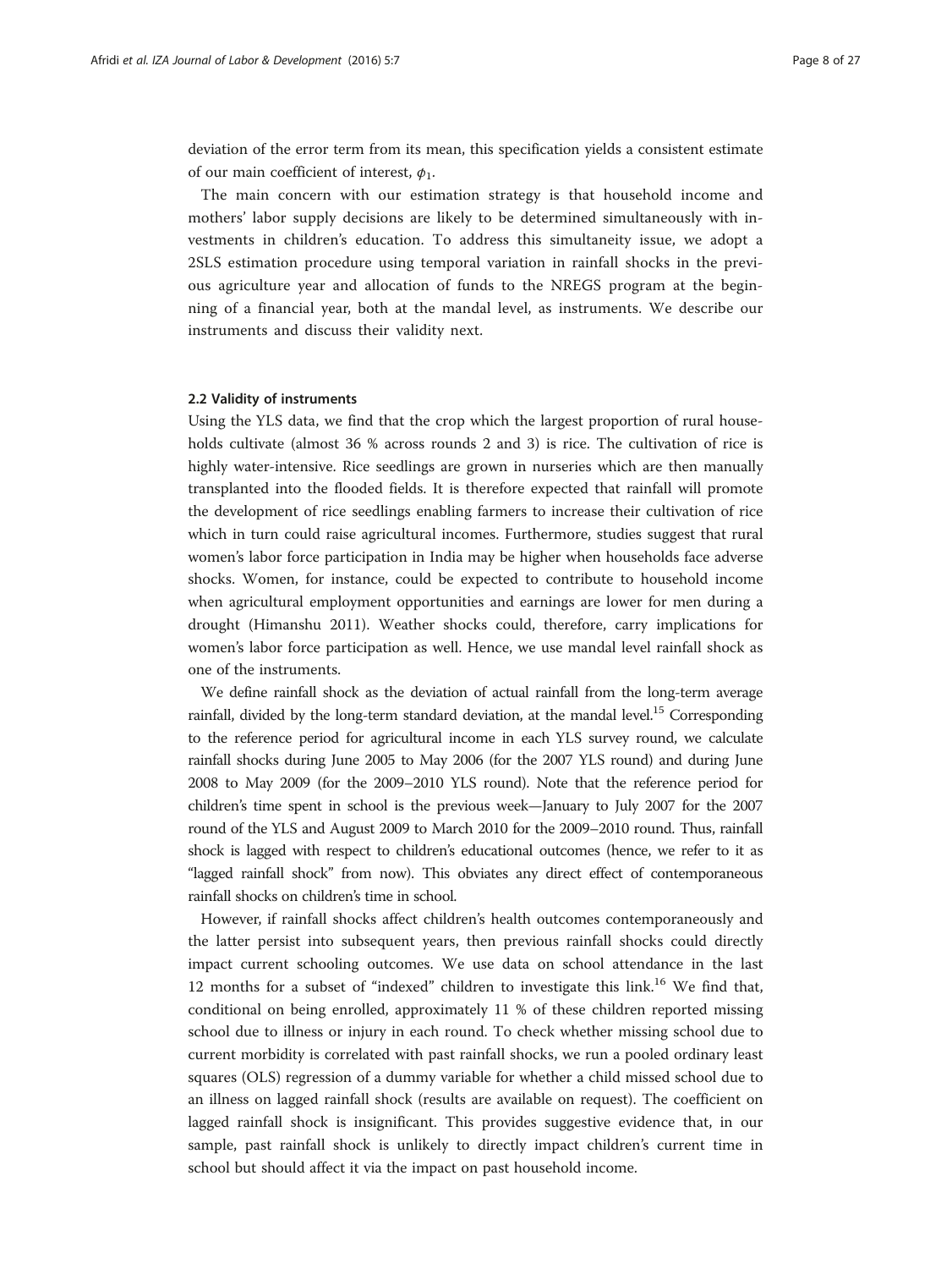deviation of the error term from its mean, this specification yields a consistent estimate of our main coefficient of interest, $\phi_1$.

The main concern with our estimation strategy is that household income and mothers' labor supply decisions are likely to be determined simultaneously with investments in children's education. To address this simultaneity issue, we adopt a 2SLS estimation procedure using temporal variation in rainfall shocks in the previous agriculture year and allocation of funds to the NREGS program at the beginning of a financial year, both at the mandal level, as instruments. We describe our instruments and discuss their validity next.

### 2.2 Validity of instruments

Using the YLS data, we find that the crop which the largest proportion of rural households cultivate (almost 36 % across rounds 2 and 3) is rice. The cultivation of rice is highly water-intensive. Rice seedlings are grown in nurseries which are then manually transplanted into the flooded fields. It is therefore expected that rainfall will promote the development of rice seedlings enabling farmers to increase their cultivation of rice which in turn could raise agricultural incomes. Furthermore, studies suggest that rural women's labor force participation in India may be higher when households face adverse shocks. Women, for instance, could be expected to contribute to household income when agricultural employment opportunities and earnings are lower for men during a drought (Himanshu 2011). Weather shocks could, therefore, carry implications for women's labor force participation as well. Hence, we use mandal level rainfall shock as one of the instruments.

We define rainfall shock as the deviation of actual rainfall from the long-term average rainfall, divided by the long-term standard deviation, at the mandal level.[15] Corresponding to the reference period for agricultural income in each YLS survey round, we calculate rainfall shocks during June 2005 to May 2006 (for the 2007 YLS round) and during June 2008 to May 2009 (for the 2009–2010 YLS round). Note that the reference period for children's time spent in school is the previous week—January to July 2007 for the 2007 round of the YLS and August 2009 to March 2010 for the 2009–2010 round. Thus, rainfall shock is lagged with respect to children's educational outcomes (hence, we refer to it as "lagged rainfall shock" from now). This obviates any direct effect of contemporaneous rainfall shocks on children's time in school.

However, if rainfall shocks affect children's health outcomes contemporaneously and the latter persist into subsequent years, then previous rainfall shocks could directly impact current schooling outcomes. We use data on school attendance in the last 12 months for a subset of "indexed" children to investigate this link.[16] We find that, conditional on being enrolled, approximately 11 % of these children reported missing school due to illness or injury in each round. To check whether missing school due to current morbidity is correlated with past rainfall shocks, we run a pooled ordinary least squares (OLS) regression of a dummy variable for whether a child missed school due to an illness on lagged rainfall shock (results are available on request). The coefficient on lagged rainfall shock is insignificant. This provides suggestive evidence that, in our sample, past rainfall shock is unlikely to directly impact children's current time in school but should affect it via the impact on past household income.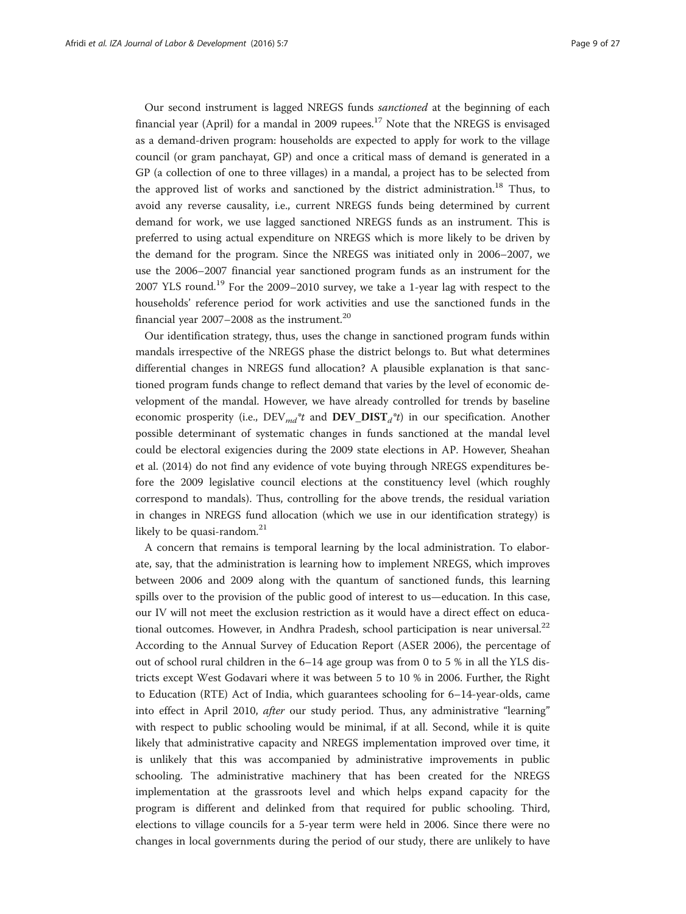Our second instrument is lagged NREGS funds *sanctioned* at the beginning of each financial year (April) for a mandal in 2009 rupees.[17] Note that the NREGS is envisaged as a demand-driven program: households are expected to apply for work to the village council (or gram panchayat, GP) and once a critical mass of demand is generated in a GP (a collection of one to three villages) in a mandal, a project has to be selected from the approved list of works and sanctioned by the district administration.[18] Thus, to avoid any reverse causality, i.e., current NREGS funds being determined by current demand for work, we use lagged sanctioned NREGS funds as an instrument. This is preferred to using actual expenditure on NREGS which is more likely to be driven by the demand for the program. Since the NREGS was initiated only in 2006–2007, we use the 2006–2007 financial year sanctioned program funds as an instrument for the 2007 YLS round.[19] For the 2009–2010 survey, we take a 1-year lag with respect to the households' reference period for work activities and use the sanctioned funds in the financial year 2007–2008 as the instrument.[20]

Our identification strategy, thus, uses the change in sanctioned program funds within mandals irrespective of the NREGS phase the district belongs to. But what determines differential changes in NREGS fund allocation? A plausible explanation is that sanctioned program funds change to reflect demand that varies by the level of economic development of the mandal. However, we have already controlled for trends by baseline economic prosperity (i.e., $DEV_{md}{*}t$ and $\mathbf{DEV\_DIST}_{d}{*}t$) in our specification. Another possible determinant of systematic changes in funds sanctioned at the mandal level could be electoral exigencies during the 2009 state elections in AP. However, Sheahan et al. (2014) do not find any evidence of vote buying through NREGS expenditures before the 2009 legislative council elections at the constituency level (which roughly correspond to mandals). Thus, controlling for the above trends, the residual variation in changes in NREGS fund allocation (which we use in our identification strategy) is likely to be quasi-random.[21]

A concern that remains is temporal learning by the local administration. To elaborate, say, that the administration is learning how to implement NREGS, which improves between 2006 and 2009 along with the quantum of sanctioned funds, this learning spills over to the provision of the public good of interest to us—education. In this case, our IV will not meet the exclusion restriction as it would have a direct effect on educational outcomes. However, in Andhra Pradesh, school participation is near universal.[22] According to the Annual Survey of Education Report (ASER 2006), the percentage of out of school rural children in the 6–14 age group was from 0 to 5 % in all the YLS districts except West Godavari where it was between 5 to 10 % in 2006. Further, the Right to Education (RTE) Act of India, which guarantees schooling for 6–14-year-olds, came into effect in April 2010, *after* our study period. Thus, any administrative "learning" with respect to public schooling would be minimal, if at all. Second, while it is quite likely that administrative capacity and NREGS implementation improved over time, it is unlikely that this was accompanied by administrative improvements in public schooling. The administrative machinery that has been created for the NREGS implementation at the grassroots level and which helps expand capacity for the program is different and delinked from that required for public schooling. Third, elections to village councils for a 5-year term were held in 2006. Since there were no changes in local governments during the period of our study, there are unlikely to have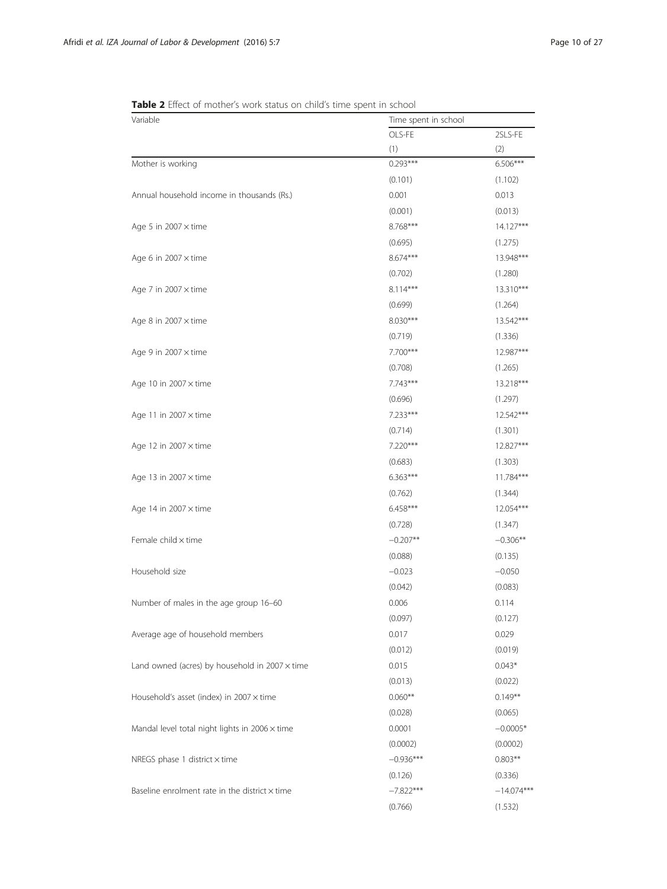**Table 2** Effect of mother's work status on child's time spent in school

| Variable | Time spent in school | |
|---|---|---|
| | OLS-FE | 2SLS-FE |
| | (1) | (2) |
| Mother is working | 0.293*** | 6.506*** |
| | (0.101) | (1.102) |
| Annual household income in thousands (Rs.) | 0.001 | 0.013 |
| | (0.001) | (0.013) |
| Age 5 in 2007 × time | 8.768*** | 14.127*** |
| | (0.695) | (1.275) |
| Age 6 in 2007 × time | 8.674*** | 13.948*** |
| | (0.702) | (1.280) |
| Age 7 in 2007 × time | 8.114*** | 13.310*** |
| | (0.699) | (1.264) |
| Age 8 in 2007 × time | 8.030*** | 13.542*** |
| | (0.719) | (1.336) |
| Age 9 in 2007 × time | 7.700*** | 12.987*** |
| | (0.708) | (1.265) |
| Age 10 in 2007 × time | 7.743*** | 13.218*** |
| | (0.696) | (1.297) |
| Age 11 in 2007 × time | 7.233*** | 12.542*** |
| | (0.714) | (1.301) |
| Age 12 in 2007 × time | 7.220*** | 12.827*** |
| | (0.683) | (1.303) |
| Age 13 in 2007 × time | 6.363*** | 11.784*** |
| | (0.762) | (1.344) |
| Age 14 in 2007 × time | 6.458*** | 12.054*** |
| | (0.728) | (1.347) |
| Female child × time | −0.207** | −0.306** |
| | (0.088) | (0.135) |
| Household size | −0.023 | −0.050 |
| | (0.042) | (0.083) |
| Number of males in the age group 16–60 | 0.006 | 0.114 |
| | (0.097) | (0.127) |
| Average age of household members | 0.017 | 0.029 |
| | (0.012) | (0.019) |
| Land owned (acres) by household in 2007 × time | 0.015 | 0.043* |
| | (0.013) | (0.022) |
| Household's asset (index) in 2007 × time | 0.060** | 0.149** |
| | (0.028) | (0.065) |
| Mandal level total night lights in 2006 × time | 0.0001 | −0.0005* |
| | (0.0002) | (0.0002) |
| NREGS phase 1 district × time | −0.936*** | 0.803** |
| | (0.126) | (0.336) |
| Baseline enrolment rate in the district × time | −7.822*** | −14.074*** |
| | (0.766) | (1.532) |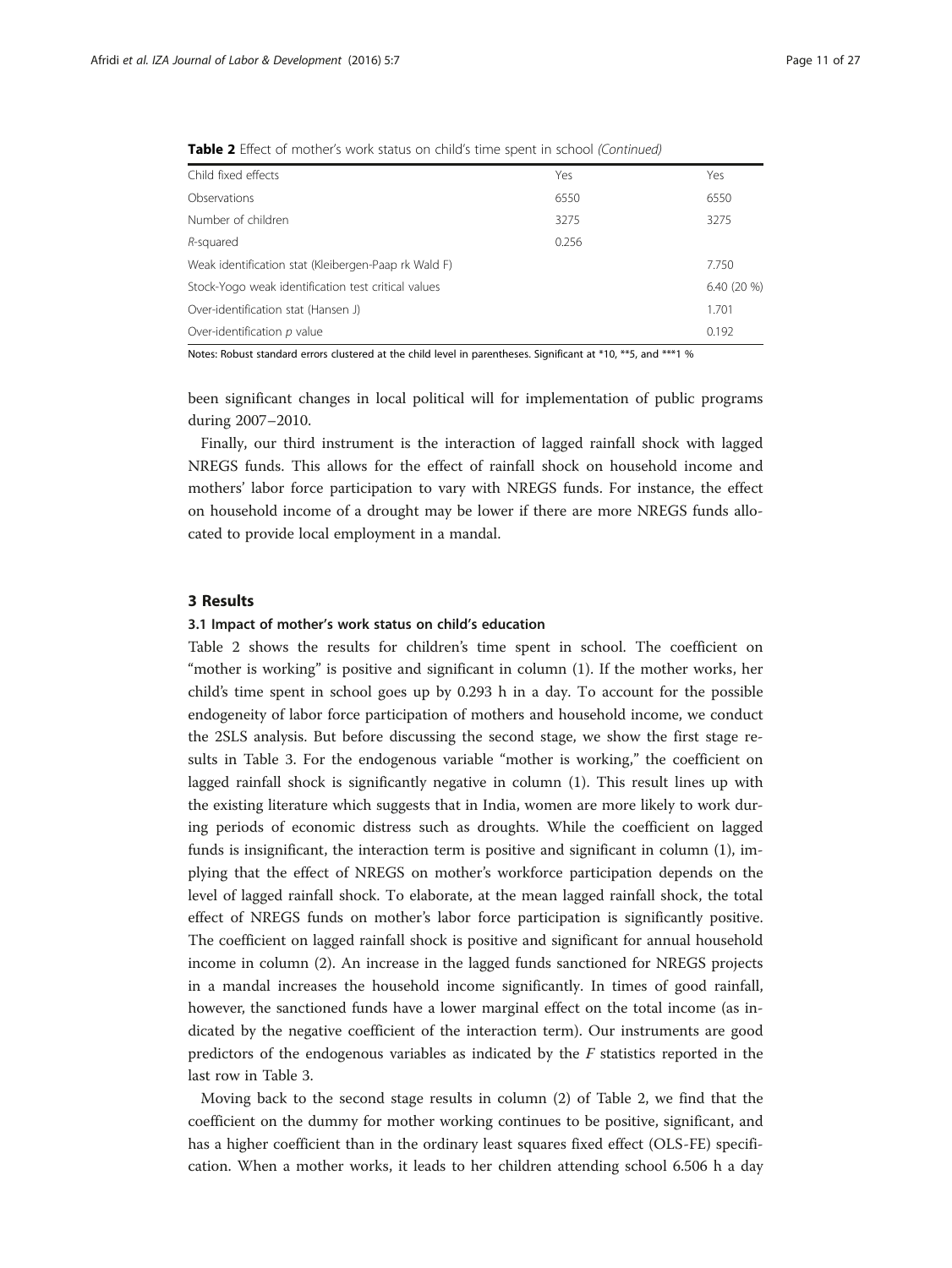**Table 2** Effect of mother's work status on child's time spent in school *(Continued)*

| | | |
|---|---|---|
| Child fixed effects | Yes | Yes |
| Observations | 6550 | 6550 |
| Number of children | 3275 | 3275 |
| *R*-squared | 0.256 | |
| Weak identification stat (Kleibergen-Paap rk Wald F) | | 7.750 |
| Stock-Yogo weak identification test critical values | | 6.40 (20 %) |
| Over-identification stat (Hansen J) | | 1.701 |
| Over-identification *p* value | | 0.192 |

Notes: Robust standard errors clustered at the child level in parentheses. Significant at *10, **5, and ***1 %

been significant changes in local political will for implementation of public programs during 2007–2010.

Finally, our third instrument is the interaction of lagged rainfall shock with lagged NREGS funds. This allows for the effect of rainfall shock on household income and mothers' labor force participation to vary with NREGS funds. For instance, the effect on household income of a drought may be lower if there are more NREGS funds allocated to provide local employment in a mandal.

## 3 Results

### 3.1 Impact of mother's work status on child's education

Table 2 shows the results for children's time spent in school. The coefficient on "mother is working" is positive and significant in column (1). If the mother works, her child's time spent in school goes up by 0.293 h in a day. To account for the possible endogeneity of labor force participation of mothers and household income, we conduct the 2SLS analysis. But before discussing the second stage, we show the first stage results in Table 3. For the endogenous variable "mother is working," the coefficient on lagged rainfall shock is significantly negative in column (1). This result lines up with the existing literature which suggests that in India, women are more likely to work during periods of economic distress such as droughts. While the coefficient on lagged funds is insignificant, the interaction term is positive and significant in column (1), implying that the effect of NREGS on mother's workforce participation depends on the level of lagged rainfall shock. To elaborate, at the mean lagged rainfall shock, the total effect of NREGS funds on mother's labor force participation is significantly positive. The coefficient on lagged rainfall shock is positive and significant for annual household income in column (2). An increase in the lagged funds sanctioned for NREGS projects in a mandal increases the household income significantly. In times of good rainfall, however, the sanctioned funds have a lower marginal effect on the total income (as indicated by the negative coefficient of the interaction term). Our instruments are good predictors of the endogenous variables as indicated by the $F$ statistics reported in the last row in Table 3.

Moving back to the second stage results in column (2) of Table 2, we find that the coefficient on the dummy for mother working continues to be positive, significant, and has a higher coefficient than in the ordinary least squares fixed effect (OLS-FE) specification. When a mother works, it leads to her children attending school 6.506 h a day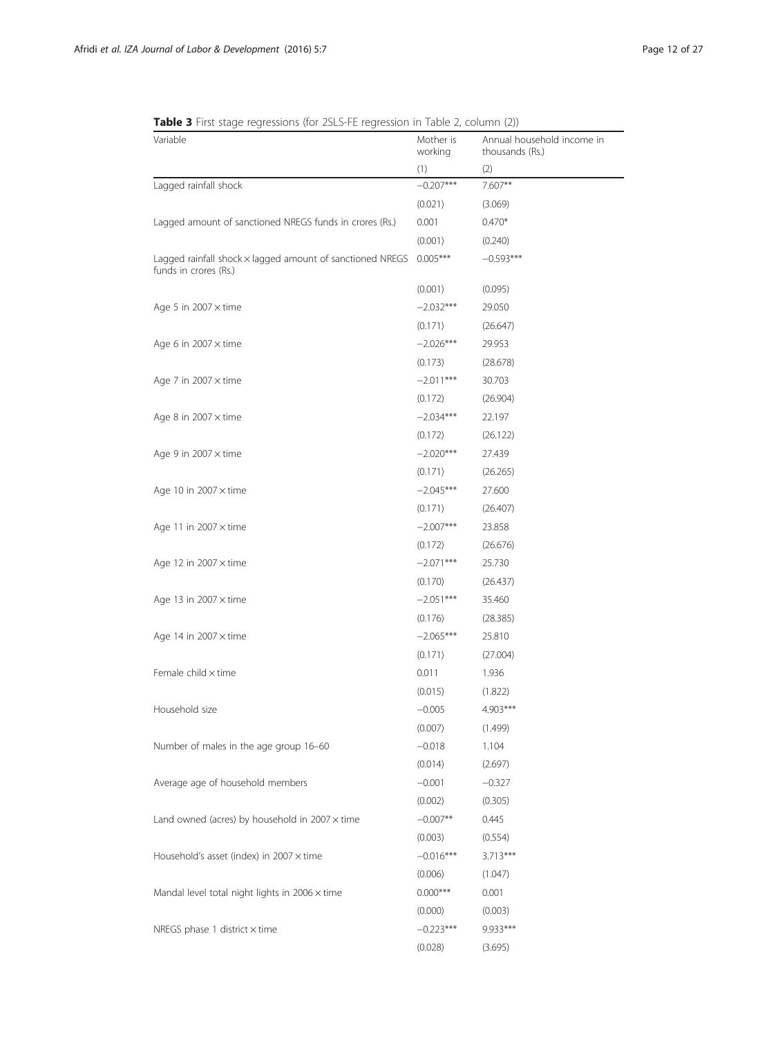**Table 3** First stage regressions (for 2SLS-FE regression in Table 2, column (2))

| Variable | Mother is working | Annual household income in thousands (Rs.) |
|---|---|---|
| | (1) | (2) |
| Lagged rainfall shock | −0.207*** | 7.607** |
| | (0.021) | (3.069) |
| Lagged amount of sanctioned NREGS funds in crores (Rs.) | 0.001 | 0.470* |
| | (0.001) | (0.240) |
| Lagged rainfall shock × lagged amount of sanctioned NREGS funds in crores (Rs.) | 0.005*** | −0.593*** |
| | (0.001) | (0.095) |
| Age 5 in 2007 × time | −2.032*** | 29.050 |
| | (0.171) | (26.647) |
| Age 6 in 2007 × time | −2.026*** | 29.953 |
| | (0.173) | (28.678) |
| Age 7 in 2007 × time | −2.011*** | 30.703 |
| | (0.172) | (26.904) |
| Age 8 in 2007 × time | −2.034*** | 22.197 |
| | (0.172) | (26.122) |
| Age 9 in 2007 × time | −2.020*** | 27.439 |
| | (0.171) | (26.265) |
| Age 10 in 2007 × time | −2.045*** | 27.600 |
| | (0.171) | (26.407) |
| Age 11 in 2007 × time | −2.007*** | 23.858 |
| | (0.172) | (26.676) |
| Age 12 in 2007 × time | −2.071*** | 25.730 |
| | (0.170) | (26.437) |
| Age 13 in 2007 × time | −2.051*** | 35.460 |
| | (0.176) | (28.385) |
| Age 14 in 2007 × time | −2.065*** | 25.810 |
| | (0.171) | (27.004) |
| Female child × time | 0.011 | 1.936 |
| | (0.015) | (1.822) |
| Household size | −0.005 | 4.903*** |
| | (0.007) | (1.499) |
| Number of males in the age group 16–60 | −0.018 | 1.104 |
| | (0.014) | (2.697) |
| Average age of household members | −0.001 | −0.327 |
| | (0.002) | (0.305) |
| Land owned (acres) by household in 2007 × time | −0.007** | 0.445 |
| | (0.003) | (0.554) |
| Household's asset (index) in 2007 × time | −0.016*** | 3.713*** |
| | (0.006) | (1.047) |
| Mandal level total night lights in 2006 × time | 0.000*** | 0.001 |
| | (0.000) | (0.003) |
| NREGS phase 1 district × time | −0.223*** | 9.933*** |
| | (0.028) | (3.695) |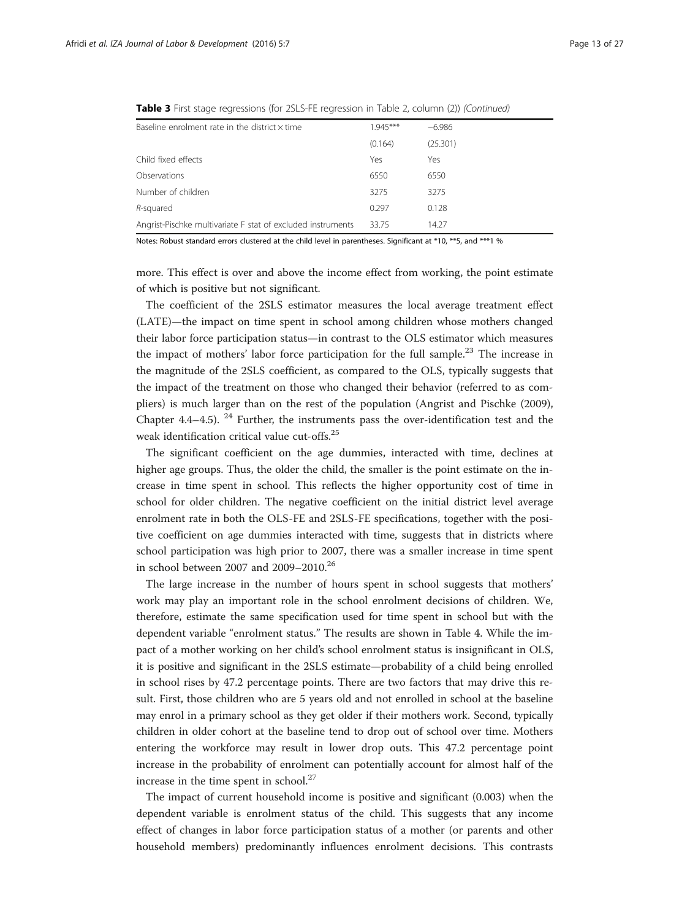**Table 3** First stage regressions (for 2SLS-FE regression in Table 2, column (2)) *(Continued)*

| | | |
|---|---|---|
| Baseline enrolment rate in the district × time | 1.945*** | −6.986 |
| | (0.164) | (25.301) |
| Child fixed effects | Yes | Yes |
| Observations | 6550 | 6550 |
| Number of children | 3275 | 3275 |
| *R*-squared | 0.297 | 0.128 |
| Angrist-Pischke multivariate F stat of excluded instruments | 33.75 | 14.27 |

Notes: Robust standard errors clustered at the child level in parentheses. Significant at *10, **5, and ***1 %

more. This effect is over and above the income effect from working, the point estimate of which is positive but not significant.

The coefficient of the 2SLS estimator measures the local average treatment effect (LATE)—the impact on time spent in school among children whose mothers changed their labor force participation status—in contrast to the OLS estimator which measures the impact of mothers' labor force participation for the full sample.[23] The increase in the magnitude of the 2SLS coefficient, as compared to the OLS, typically suggests that the impact of the treatment on those who changed their behavior (referred to as compliers) is much larger than on the rest of the population (Angrist and Pischke (2009), Chapter 4.4–4.5). [24] Further, the instruments pass the over-identification test and the weak identification critical value cut-offs.[25]

The significant coefficient on the age dummies, interacted with time, declines at higher age groups. Thus, the older the child, the smaller is the point estimate on the increase in time spent in school. This reflects the higher opportunity cost of time in school for older children. The negative coefficient on the initial district level average enrolment rate in both the OLS-FE and 2SLS-FE specifications, together with the positive coefficient on age dummies interacted with time, suggests that in districts where school participation was high prior to 2007, there was a smaller increase in time spent in school between 2007 and 2009–2010.[26]

The large increase in the number of hours spent in school suggests that mothers' work may play an important role in the school enrolment decisions of children. We, therefore, estimate the same specification used for time spent in school but with the dependent variable "enrolment status." The results are shown in Table 4. While the impact of a mother working on her child's school enrolment status is insignificant in OLS, it is positive and significant in the 2SLS estimate—probability of a child being enrolled in school rises by 47.2 percentage points. There are two factors that may drive this result. First, those children who are 5 years old and not enrolled in school at the baseline may enrol in a primary school as they get older if their mothers work. Second, typically children in older cohort at the baseline tend to drop out of school over time. Mothers entering the workforce may result in lower drop outs. This 47.2 percentage point increase in the probability of enrolment can potentially account for almost half of the increase in the time spent in school.[27]

The impact of current household income is positive and significant (0.003) when the dependent variable is enrolment status of the child. This suggests that any income effect of changes in labor force participation status of a mother (or parents and other household members) predominantly influences enrolment decisions. This contrasts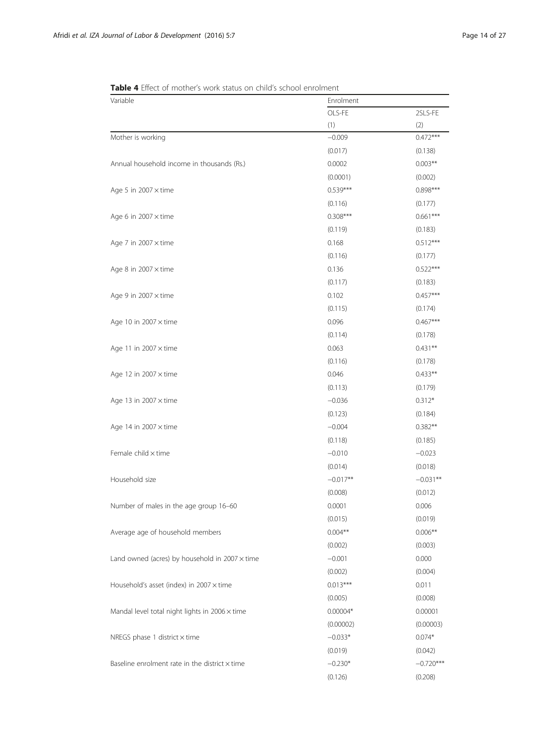**Table 4** Effect of mother's work status on child's school enrolment

| Variable | Enrolment | |
|---|---|---|
| | OLS-FE | 2SLS-FE |
| | (1) | (2) |
| Mother is working | −0.009 | 0.472*** |
| | (0.017) | (0.138) |
| Annual household income in thousands (Rs.) | 0.0002 | 0.003** |
| | (0.0001) | (0.002) |
| Age 5 in 2007 × time | 0.539*** | 0.898*** |
| | (0.116) | (0.177) |
| Age 6 in 2007 × time | 0.308*** | 0.661*** |
| | (0.119) | (0.183) |
| Age 7 in 2007 × time | 0.168 | 0.512*** |
| | (0.116) | (0.177) |
| Age 8 in 2007 × time | 0.136 | 0.522*** |
| | (0.117) | (0.183) |
| Age 9 in 2007 × time | 0.102 | 0.457*** |
| | (0.115) | (0.174) |
| Age 10 in 2007 × time | 0.096 | 0.467*** |
| | (0.114) | (0.178) |
| Age 11 in 2007 × time | 0.063 | 0.431** |
| | (0.116) | (0.178) |
| Age 12 in 2007 × time | 0.046 | 0.433** |
| | (0.113) | (0.179) |
| Age 13 in 2007 × time | −0.036 | 0.312* |
| | (0.123) | (0.184) |
| Age 14 in 2007 × time | −0.004 | 0.382** |
| | (0.118) | (0.185) |
| Female child × time | −0.010 | −0.023 |
| | (0.014) | (0.018) |
| Household size | −0.017** | −0.031** |
| | (0.008) | (0.012) |
| Number of males in the age group 16–60 | 0.0001 | 0.006 |
| | (0.015) | (0.019) |
| Average age of household members | 0.004** | 0.006** |
| | (0.002) | (0.003) |
| Land owned (acres) by household in 2007 × time | −0.001 | 0.000 |
| | (0.002) | (0.004) |
| Household's asset (index) in 2007 × time | 0.013*** | 0.011 |
| | (0.005) | (0.008) |
| Mandal level total night lights in 2006 × time | 0.00004* | 0.00001 |
| | (0.00002) | (0.00003) |
| NREGS phase 1 district × time | −0.033* | 0.074* |
| | (0.019) | (0.042) |
| Baseline enrolment rate in the district × time | −0.230* | −0.720*** |
| | (0.126) | (0.208) |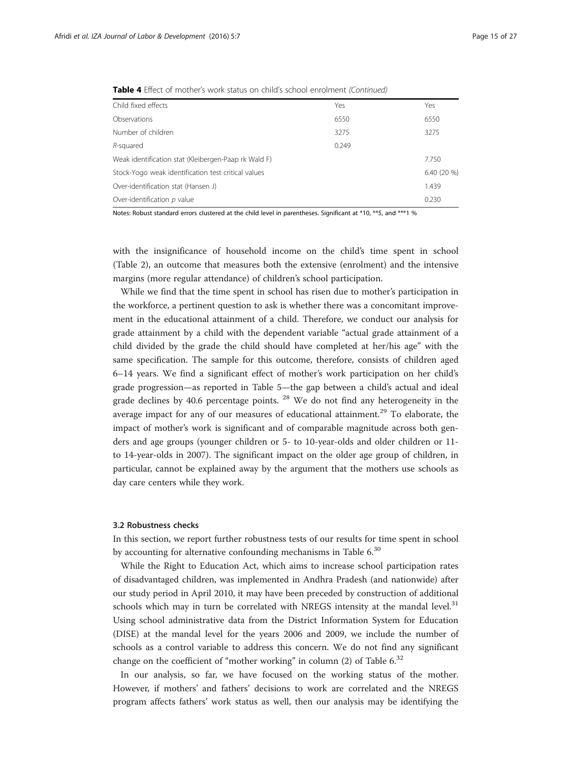**Table 4** Effect of mother's work status on child's school enrolment *(Continued)*

| | | |
|---|---|---|
| Child fixed effects | Yes | Yes |
| Observations | 6550 | 6550 |
| Number of children | 3275 | 3275 |
| *R*-squared | 0.249 | |
| Weak identification stat (Kleibergen-Paap rk Wald F) | | 7.750 |
| Stock-Yogo weak identification test critical values | | 6.40 (20 %) |
| Over-identification stat (Hansen J) | | 1.439 |
| Over-identification *p* value | | 0.230 |

Notes: Robust standard errors clustered at the child level in parentheses. Significant at *10, **5, and ***1 %

with the insignificance of household income on the child's time spent in school (Table 2), an outcome that measures both the extensive (enrolment) and the intensive margins (more regular attendance) of children's school participation.

While we find that the time spent in school has risen due to mother's participation in the workforce, a pertinent question to ask is whether there was a concomitant improvement in the educational attainment of a child. Therefore, we conduct our analysis for grade attainment by a child with the dependent variable "actual grade attainment of a child divided by the grade the child should have completed at her/his age" with the same specification. The sample for this outcome, therefore, consists of children aged 6–14 years. We find a significant effect of mother's work participation on her child's grade progression—as reported in Table 5—the gap between a child's actual and ideal grade declines by 40.6 percentage points. [28] We do not find any heterogeneity in the average impact for any of our measures of educational attainment.[29] To elaborate, the impact of mother's work is significant and of comparable magnitude across both genders and age groups (younger children or 5- to 10-year-olds and older children or 11- to 14-year-olds in 2007). The significant impact on the older age group of children, in particular, cannot be explained away by the argument that the mothers use schools as day care centers while they work.

### 3.2 Robustness checks

In this section, we report further robustness tests of our results for time spent in school by accounting for alternative confounding mechanisms in Table 6.[30]

While the Right to Education Act, which aims to increase school participation rates of disadvantaged children, was implemented in Andhra Pradesh (and nationwide) after our study period in April 2010, it may have been preceded by construction of additional schools which may in turn be correlated with NREGS intensity at the mandal level.[31] Using school administrative data from the District Information System for Education (DISE) at the mandal level for the years 2006 and 2009, we include the number of schools as a control variable to address this concern. We do not find any significant change on the coefficient of "mother working" in column (2) of Table 6.[32]

In our analysis, so far, we have focused on the working status of the mother. However, if mothers' and fathers' decisions to work are correlated and the NREGS program affects fathers' work status as well, then our analysis may be identifying the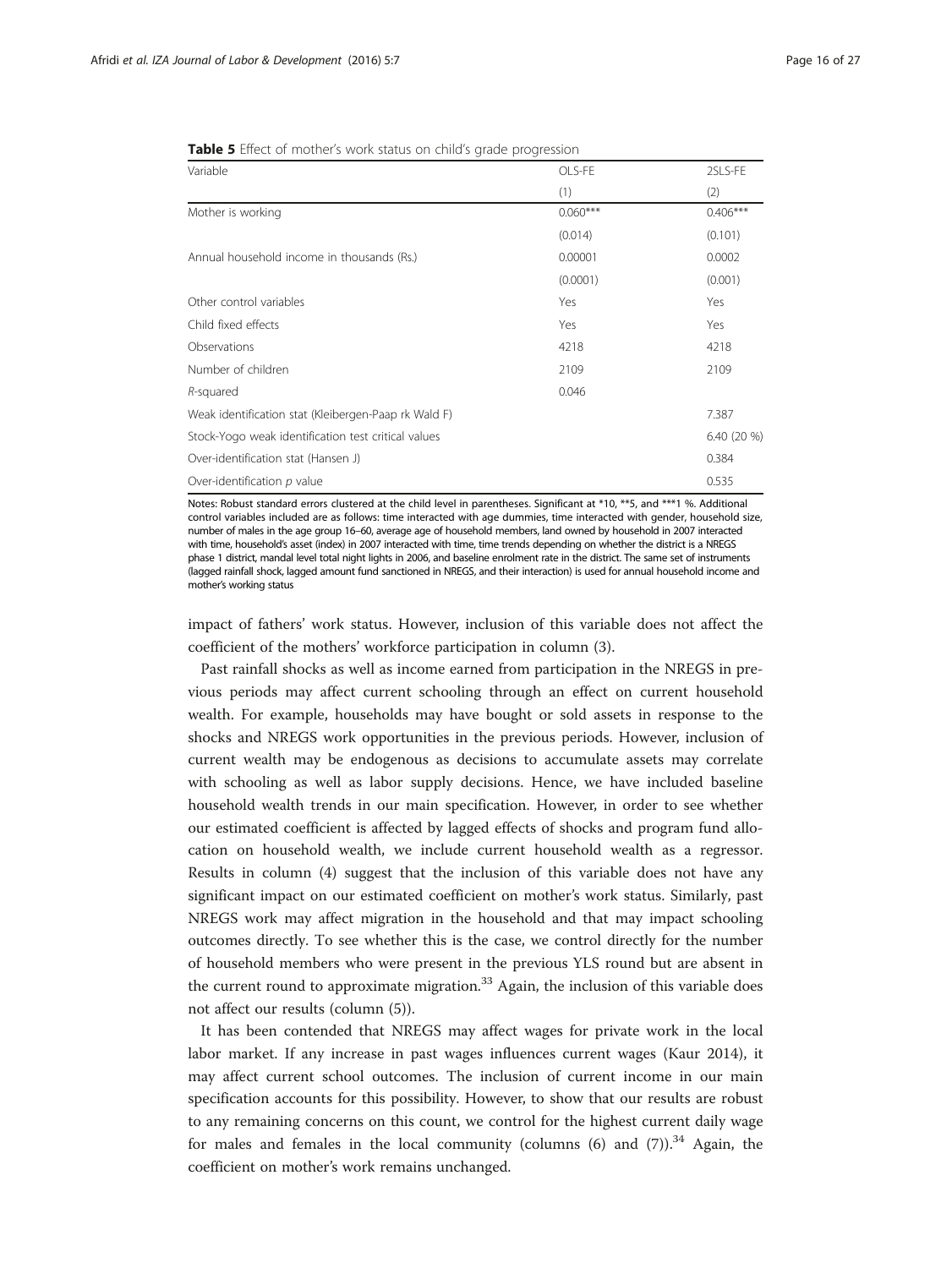**Table 5** Effect of mother's work status on child's grade progression

| Variable | OLS-FE | 2SLS-FE |
|---|---|---|
| | (1) | (2) |
| Mother is working | 0.060*** | 0.406*** |
| | (0.014) | (0.101) |
| Annual household income in thousands (Rs.) | 0.00001 | 0.0002 |
| | (0.0001) | (0.001) |
| Other control variables | Yes | Yes |
| Child fixed effects | Yes | Yes |
| Observations | 4218 | 4218 |
| Number of children | 2109 | 2109 |
| *R*-squared | 0.046 | |
| Weak identification stat (Kleibergen-Paap rk Wald F) | | 7.387 |
| Stock-Yogo weak identification test critical values | | 6.40 (20 %) |
| Over-identification stat (Hansen J) | | 0.384 |
| Over-identification *p* value | | 0.535 |

Notes: Robust standard errors clustered at the child level in parentheses. Significant at *10, **5, and ***1 %. Additional control variables included are as follows: time interacted with age dummies, time interacted with gender, household size, number of males in the age group 16–60, average age of household members, land owned by household in 2007 interacted with time, household's asset (index) in 2007 interacted with time, time trends depending on whether the district is a NREGS phase 1 district, mandal level total night lights in 2006, and baseline enrolment rate in the district. The same set of instruments (lagged rainfall shock, lagged amount fund sanctioned in NREGS, and their interaction) is used for annual household income and mother's working status

impact of fathers' work status. However, inclusion of this variable does not affect the coefficient of the mothers' workforce participation in column (3).

Past rainfall shocks as well as income earned from participation in the NREGS in previous periods may affect current schooling through an effect on current household wealth. For example, households may have bought or sold assets in response to the shocks and NREGS work opportunities in the previous periods. However, inclusion of current wealth may be endogenous as decisions to accumulate assets may correlate with schooling as well as labor supply decisions. Hence, we have included baseline household wealth trends in our main specification. However, in order to see whether our estimated coefficient is affected by lagged effects of shocks and program fund allocation on household wealth, we include current household wealth as a regressor. Results in column (4) suggest that the inclusion of this variable does not have any significant impact on our estimated coefficient on mother's work status. Similarly, past NREGS work may affect migration in the household and that may impact schooling outcomes directly. To see whether this is the case, we control directly for the number of household members who were present in the previous YLS round but are absent in the current round to approximate migration.[33] Again, the inclusion of this variable does not affect our results (column (5)).

It has been contended that NREGS may affect wages for private work in the local labor market. If any increase in past wages influences current wages (Kaur 2014), it may affect current school outcomes. The inclusion of current income in our main specification accounts for this possibility. However, to show that our results are robust to any remaining concerns on this count, we control for the highest current daily wage for males and females in the local community (columns (6) and (7)).[34] Again, the coefficient on mother's work remains unchanged.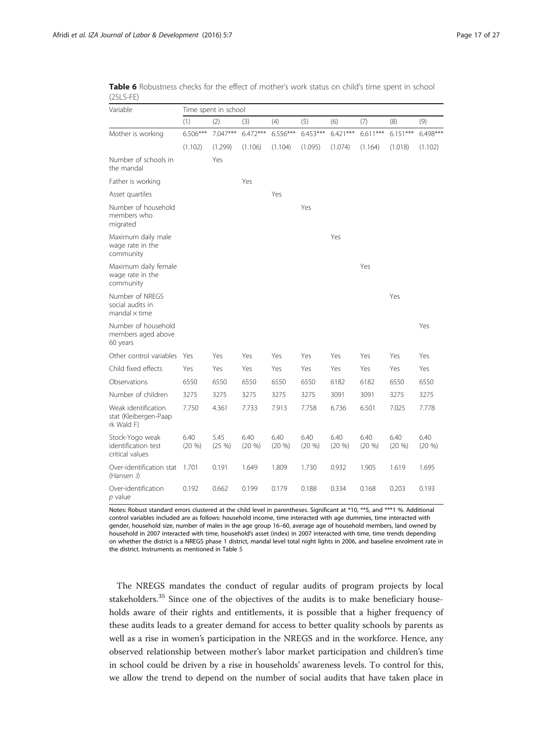**Table 6** Robustness checks for the effect of mother's work status on child's time spent in school (2SLS-FE)

| Variable | Time spent in school | | | | | | | | |
|---|---|---|---|---|---|---|---|---|---|
| | (1) | (2) | (3) | (4) | (5) | (6) | (7) | (8) | (9) |
| Mother is working | 6.506*** | 7.047*** | 6.472*** | 6.556*** | 6.453*** | 6.421*** | 6.611*** | 6.151*** | 6.498*** |
| | (1.102) | (1.299) | (1.106) | (1.104) | (1.095) | (1.074) | (1.164) | (1.018) | (1.102) |
| Number of schools in the mandal | | Yes | | | | | | | |
| Father is working | | | Yes | | | | | | |
| Asset quartiles | | | | Yes | | | | | |
| Number of household members who migrated | | | | | Yes | | | | |
| Maximum daily male wage rate in the community | | | | | | Yes | | | |
| Maximum daily female wage rate in the community | | | | | | | Yes | | |
| Number of NREGS social audits in mandal × time | | | | | | | | Yes | |
| Number of household members aged above 60 years | | | | | | | | | Yes |
| Other control variables | Yes | Yes | Yes | Yes | Yes | Yes | Yes | Yes | Yes |
| Child fixed effects | Yes | Yes | Yes | Yes | Yes | Yes | Yes | Yes | Yes |
| Observations | 6550 | 6550 | 6550 | 6550 | 6550 | 6182 | 6182 | 6550 | 6550 |
| Number of children | 3275 | 3275 | 3275 | 3275 | 3275 | 3091 | 3091 | 3275 | 3275 |
| Weak identification stat (Kleibergen-Paap rk Wald F) | 7.750 | 4.361 | 7.733 | 7.913 | 7.758 | 6.736 | 6.501 | 7.025 | 7.778 |
| Stock-Yogo weak identification test critical values | 6.40 (20 %) | 5.45 (25 %) | 6.40 (20 %) | 6.40 (20 %) | 6.40 (20 %) | 6.40 (20 %) | 6.40 (20 %) | 6.40 (20 %) | 6.40 (20 %) |
| Over-identification stat (Hansen J) | 1.701 | 0.191 | 1.649 | 1.809 | 1.730 | 0.932 | 1.905 | 1.619 | 1.695 |
| Over-identification *p* value | 0.192 | 0.662 | 0.199 | 0.179 | 0.188 | 0.334 | 0.168 | 0.203 | 0.193 |

Notes: Robust standard errors clustered at the child level in parentheses. Significant at *10, **5, and ***1 %. Additional control variables included are as follows: household income, time interacted with age dummies, time interacted with gender, household size, number of males in the age group 16–60, average age of household members, land owned by household in 2007 interacted with time, household's asset (index) in 2007 interacted with time, time trends depending on whether the district is a NREGS phase 1 district, mandal level total night lights in 2006, and baseline enrolment rate in the district. Instruments as mentioned in Table 5

The NREGS mandates the conduct of regular audits of program projects by local stakeholders.[35] Since one of the objectives of the audits is to make beneficiary households aware of their rights and entitlements, it is possible that a higher frequency of these audits leads to a greater demand for access to better quality schools by parents as well as a rise in women's participation in the NREGS and in the workforce. Hence, any observed relationship between mother's labor market participation and children's time in school could be driven by a rise in households' awareness levels. To control for this, we allow the trend to depend on the number of social audits that have taken place in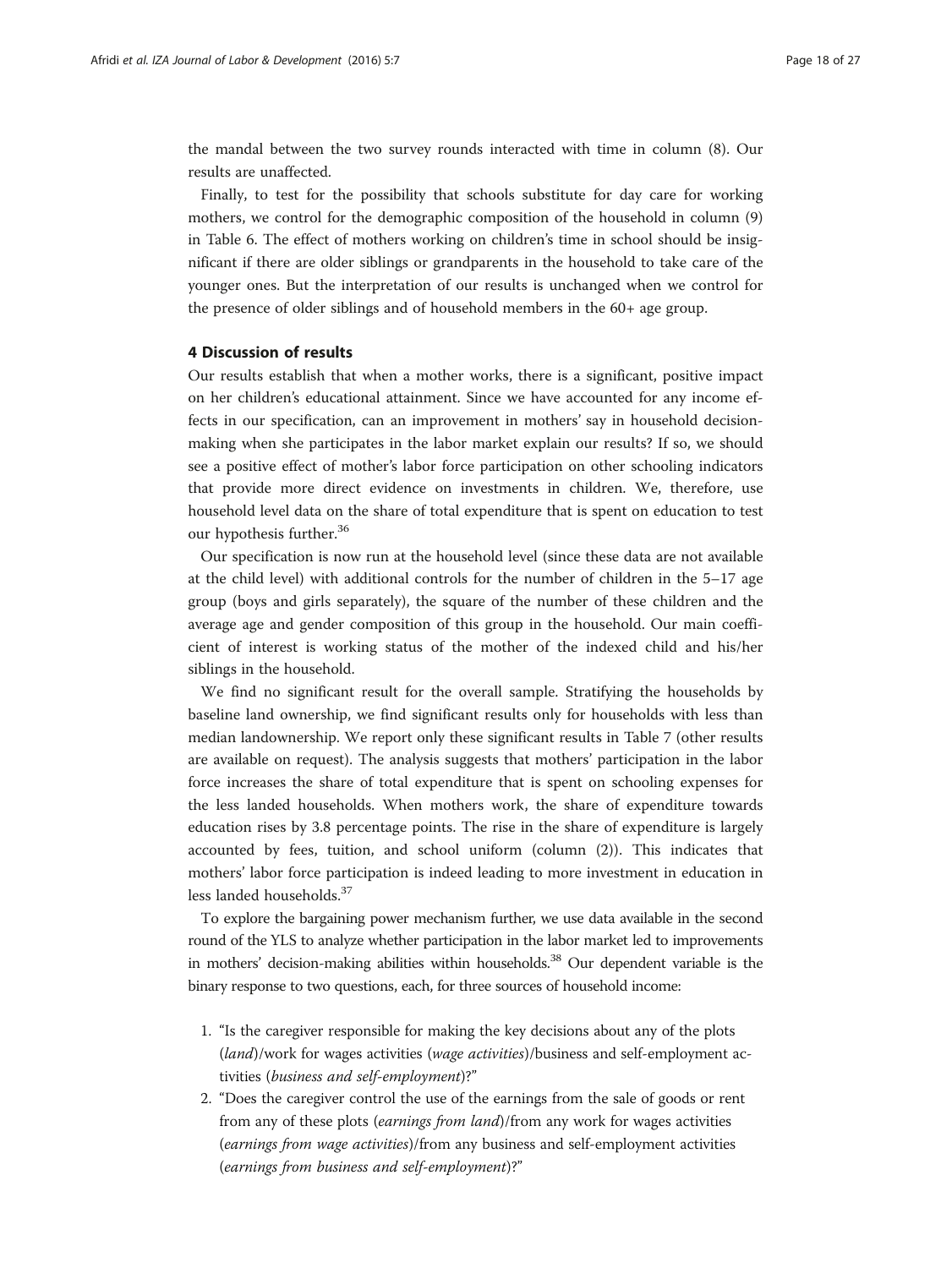the mandal between the two survey rounds interacted with time in column (8). Our results are unaffected.

Finally, to test for the possibility that schools substitute for day care for working mothers, we control for the demographic composition of the household in column (9) in Table 6. The effect of mothers working on children's time in school should be insignificant if there are older siblings or grandparents in the household to take care of the younger ones. But the interpretation of our results is unchanged when we control for the presence of older siblings and of household members in the 60+ age group.

## 4 Discussion of results

Our results establish that when a mother works, there is a significant, positive impact on her children's educational attainment. Since we have accounted for any income effects in our specification, can an improvement in mothers' say in household decision-making when she participates in the labor market explain our results? If so, we should see a positive effect of mother's labor force participation on other schooling indicators that provide more direct evidence on investments in children. We, therefore, use household level data on the share of total expenditure that is spent on education to test our hypothesis further.[36]

Our specification is now run at the household level (since these data are not available at the child level) with additional controls for the number of children in the 5–17 age group (boys and girls separately), the square of the number of these children and the average age and gender composition of this group in the household. Our main coefficient of interest is working status of the mother of the indexed child and his/her siblings in the household.

We find no significant result for the overall sample. Stratifying the households by baseline land ownership, we find significant results only for households with less than median landownership. We report only these significant results in Table 7 (other results are available on request). The analysis suggests that mothers' participation in the labor force increases the share of total expenditure that is spent on schooling expenses for the less landed households. When mothers work, the share of expenditure towards education rises by 3.8 percentage points. The rise in the share of expenditure is largely accounted by fees, tuition, and school uniform (column (2)). This indicates that mothers' labor force participation is indeed leading to more investment in education in less landed households.[37]

To explore the bargaining power mechanism further, we use data available in the second round of the YLS to analyze whether participation in the labor market led to improvements in mothers' decision-making abilities within households.[38] Our dependent variable is the binary response to two questions, each, for three sources of household income:

1. "Is the caregiver responsible for making the key decisions about any of the plots (*land*)/work for wages activities (*wage activities*)/business and self-employment activities (*business and self-employment*)?"
2. "Does the caregiver control the use of the earnings from the sale of goods or rent from any of these plots (*earnings from land*)/from any work for wages activities (*earnings from wage activities*)/from any business and self-employment activities (*earnings from business and self-employment*)?"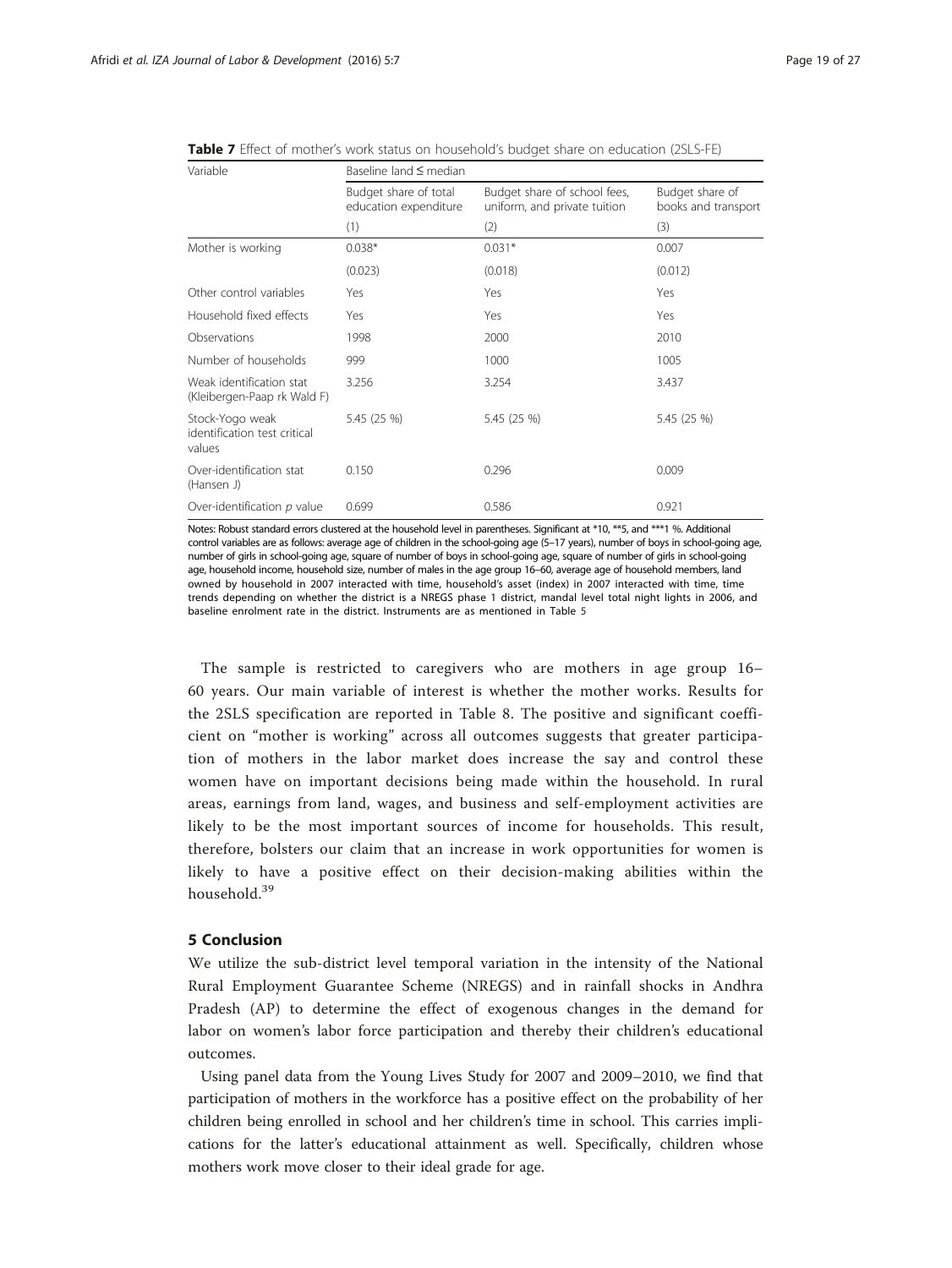**Table 7** Effect of mother's work status on household's budget share on education (2SLS-FE)

| Variable | Baseline land ≤ median | | |
|---|---|---|---|
| | Budget share of total education expenditure | Budget share of school fees, uniform, and private tuition | Budget share of books and transport |
| | (1) | (2) | (3) |
| Mother is working | 0.038* | 0.031* | 0.007 |
| | (0.023) | (0.018) | (0.012) |
| Other control variables | Yes | Yes | Yes |
| Household fixed effects | Yes | Yes | Yes |
| Observations | 1998 | 2000 | 2010 |
| Number of households | 999 | 1000 | 1005 |
| Weak identification stat (Kleibergen-Paap rk Wald F) | 3.256 | 3.254 | 3.437 |
| Stock-Yogo weak identification test critical values | 5.45 (25 %) | 5.45 (25 %) | 5.45 (25 %) |
| Over-identification stat (Hansen J) | 0.150 | 0.296 | 0.009 |
| Over-identification $p$ value | 0.699 | 0.586 | 0.921 |

Notes: Robust standard errors clustered at the household level in parentheses. Significant at *10, **5, and ***1 %. Additional control variables are as follows: average age of children in the school-going age (5–17 years), number of boys in school-going age, number of girls in school-going age, square of number of boys in school-going age, square of number of girls in school-going age, household income, household size, number of males in the age group 16–60, average age of household members, land owned by household in 2007 interacted with time, household's asset (index) in 2007 interacted with time, time trends depending on whether the district is a NREGS phase 1 district, mandal level total night lights in 2006, and baseline enrolment rate in the district. Instruments are as mentioned in Table 5

The sample is restricted to caregivers who are mothers in age group 16–60 years. Our main variable of interest is whether the mother works. Results for the 2SLS specification are reported in Table 8. The positive and significant coefficient on "mother is working" across all outcomes suggests that greater participation of mothers in the labor market does increase the say and control these women have on important decisions being made within the household. In rural areas, earnings from land, wages, and business and self-employment activities are likely to be the most important sources of income for households. This result, therefore, bolsters our claim that an increase in work opportunities for women is likely to have a positive effect on their decision-making abilities within the household.[39]

## 5 Conclusion

We utilize the sub-district level temporal variation in the intensity of the National Rural Employment Guarantee Scheme (NREGS) and in rainfall shocks in Andhra Pradesh (AP) to determine the effect of exogenous changes in the demand for labor on women's labor force participation and thereby their children's educational outcomes.

Using panel data from the Young Lives Study for 2007 and 2009–2010, we find that participation of mothers in the workforce has a positive effect on the probability of her children being enrolled in school and her children's time in school. This carries implications for the latter's educational attainment as well. Specifically, children whose mothers work move closer to their ideal grade for age.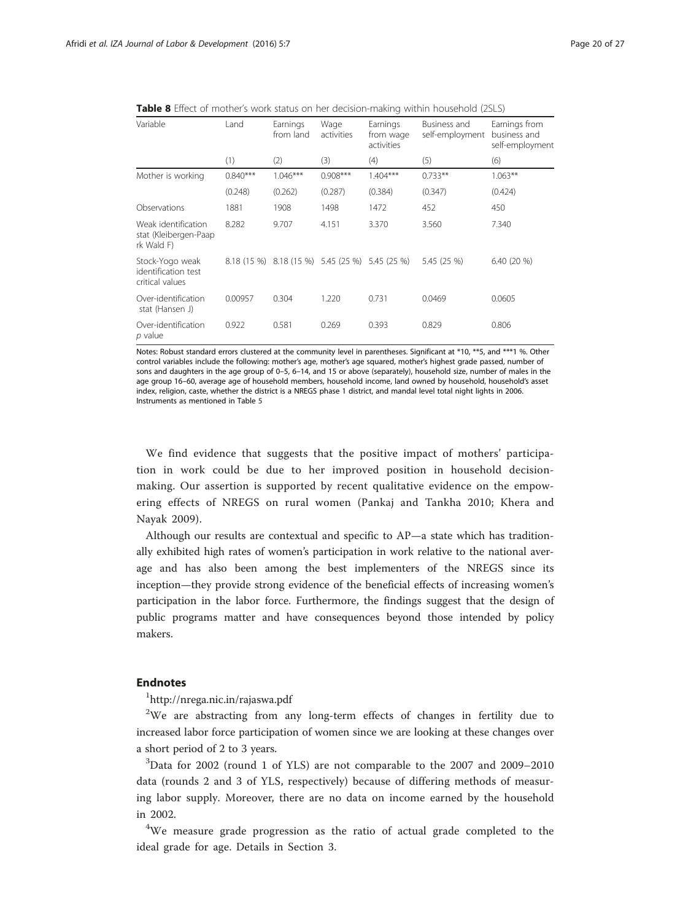**Table 8** Effect of mother's work status on her decision-making within household (2SLS)

| Variable | Land | Earnings from land | Wage activities | Earnings from wage activities | Business and self-employment | Earnings from business and self-employment |
|---|---|---|---|---|---|---|
| | (1) | (2) | (3) | (4) | (5) | (6) |
| Mother is working | 0.840*** | 1.046*** | 0.908*** | 1.404*** | 0.733** | 1.063** |
| | (0.248) | (0.262) | (0.287) | (0.384) | (0.347) | (0.424) |
| Observations | 1881 | 1908 | 1498 | 1472 | 452 | 450 |
| Weak identification stat (Kleibergen-Paap rk Wald F) | 8.282 | 9.707 | 4.151 | 3.370 | 3.560 | 7.340 |
| Stock-Yogo weak identification test critical values | 8.18 (15 %) | 8.18 (15 %) | 5.45 (25 %) | 5.45 (25 %) | 5.45 (25 %) | 6.40 (20 %) |
| Over-identification stat (Hansen J) | 0.00957 | 0.304 | 1.220 | 0.731 | 0.0469 | 0.0605 |
| Over-identification *p* value | 0.922 | 0.581 | 0.269 | 0.393 | 0.829 | 0.806 |

Notes: Robust standard errors clustered at the community level in parentheses. Significant at *10, **5, and ***1 %. Other control variables include the following: mother's age, mother's age squared, mother's highest grade passed, number of sons and daughters in the age group of 0–5, 6–14, and 15 or above (separately), household size, number of males in the age group 16–60, average age of household members, household income, land owned by household, household's asset index, religion, caste, whether the district is a NREGS phase 1 district, and mandal level total night lights in 2006. Instruments as mentioned in Table 5

We find evidence that suggests that the positive impact of mothers' participation in work could be due to her improved position in household decision-making. Our assertion is supported by recent qualitative evidence on the empowering effects of NREGS on rural women (Pankaj and Tankha 2010; Khera and Nayak 2009).

Although our results are contextual and specific to AP—a state which has traditionally exhibited high rates of women's participation in work relative to the national average and has also been among the best implementers of the NREGS since its inception—they provide strong evidence of the beneficial effects of increasing women's participation in the labor force. Furthermore, the findings suggest that the design of public programs matter and have consequences beyond those intended by policy makers.

## Endnotes

[1]http://nrega.nic.in/rajaswa.pdf

[2]We are abstracting from any long-term effects of changes in fertility due to increased labor force participation of women since we are looking at these changes over a short period of 2 to 3 years.

[3]Data for 2002 (round 1 of YLS) are not comparable to the 2007 and 2009–2010 data (rounds 2 and 3 of YLS, respectively) because of differing methods of measuring labor supply. Moreover, there are no data on income earned by the household in 2002.

[4]We measure grade progression as the ratio of actual grade completed to the ideal grade for age. Details in Section 3.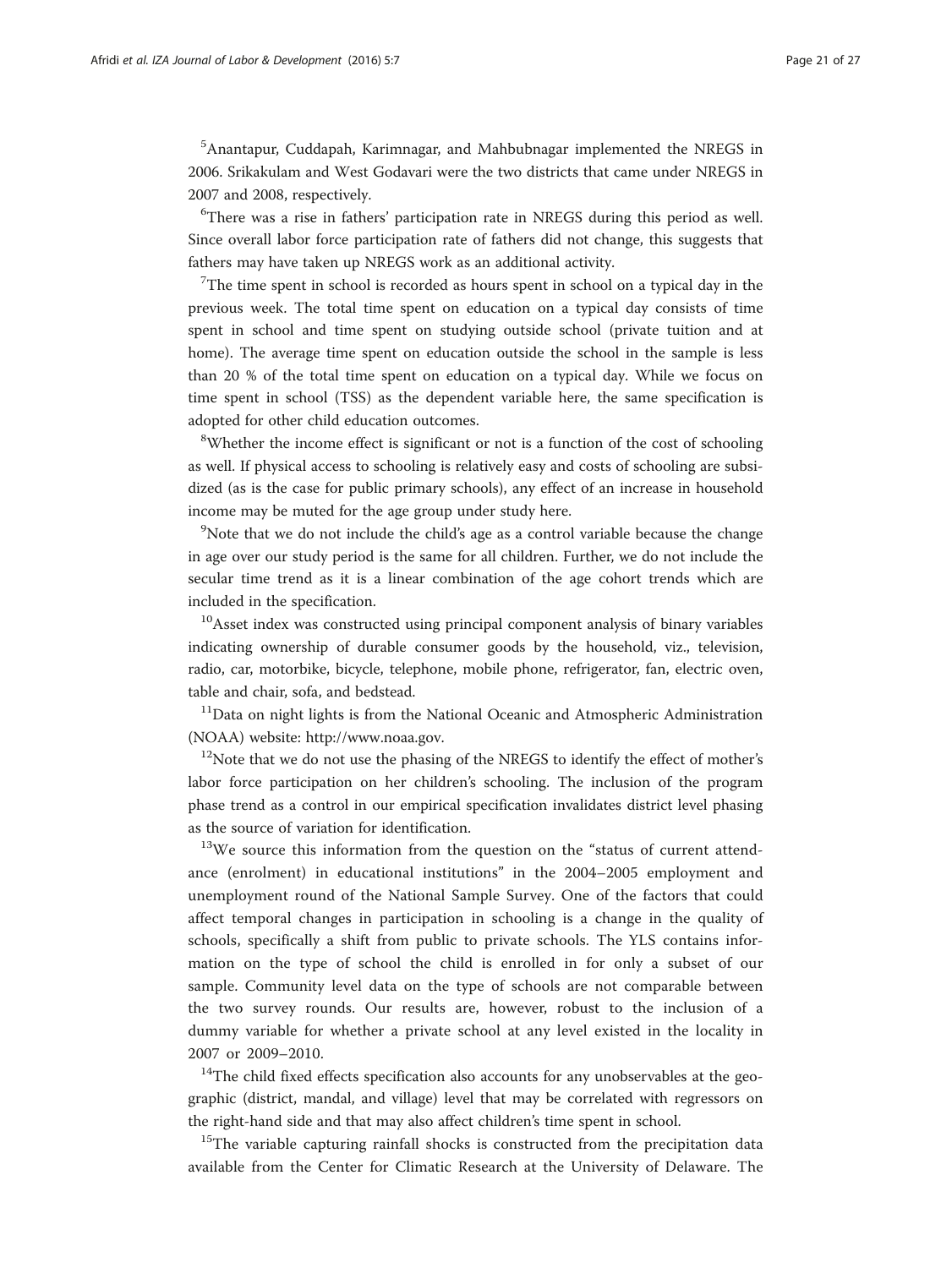[5]Anantapur, Cuddapah, Karimnagar, and Mahbubnagar implemented the NREGS in 2006. Srikakulam and West Godavari were the two districts that came under NREGS in 2007 and 2008, respectively.

[6]There was a rise in fathers' participation rate in NREGS during this period as well. Since overall labor force participation rate of fathers did not change, this suggests that fathers may have taken up NREGS work as an additional activity.

[7]The time spent in school is recorded as hours spent in school on a typical day in the previous week. The total time spent on education on a typical day consists of time spent in school and time spent on studying outside school (private tuition and at home). The average time spent on education outside the school in the sample is less than 20 % of the total time spent on education on a typical day. While we focus on time spent in school (TSS) as the dependent variable here, the same specification is adopted for other child education outcomes.

[8]Whether the income effect is significant or not is a function of the cost of schooling as well. If physical access to schooling is relatively easy and costs of schooling are subsidized (as is the case for public primary schools), any effect of an increase in household income may be muted for the age group under study here.

[9]Note that we do not include the child's age as a control variable because the change in age over our study period is the same for all children. Further, we do not include the secular time trend as it is a linear combination of the age cohort trends which are included in the specification.

[10]Asset index was constructed using principal component analysis of binary variables indicating ownership of durable consumer goods by the household, viz., television, radio, car, motorbike, bicycle, telephone, mobile phone, refrigerator, fan, electric oven, table and chair, sofa, and bedstead.

[11]Data on night lights is from the National Oceanic and Atmospheric Administration (NOAA) website: http://www.noaa.gov.

[12]Note that we do not use the phasing of the NREGS to identify the effect of mother's labor force participation on her children's schooling. The inclusion of the program phase trend as a control in our empirical specification invalidates district level phasing as the source of variation for identification.

[13]We source this information from the question on the "status of current attendance (enrolment) in educational institutions" in the 2004–2005 employment and unemployment round of the National Sample Survey. One of the factors that could affect temporal changes in participation in schooling is a change in the quality of schools, specifically a shift from public to private schools. The YLS contains information on the type of school the child is enrolled in for only a subset of our sample. Community level data on the type of schools are not comparable between the two survey rounds. Our results are, however, robust to the inclusion of a dummy variable for whether a private school at any level existed in the locality in 2007 or 2009–2010.

[14]The child fixed effects specification also accounts for any unobservables at the geographic (district, mandal, and village) level that may be correlated with regressors on the right-hand side and that may also affect children's time spent in school.

[15]The variable capturing rainfall shocks is constructed from the precipitation data available from the Center for Climatic Research at the University of Delaware. The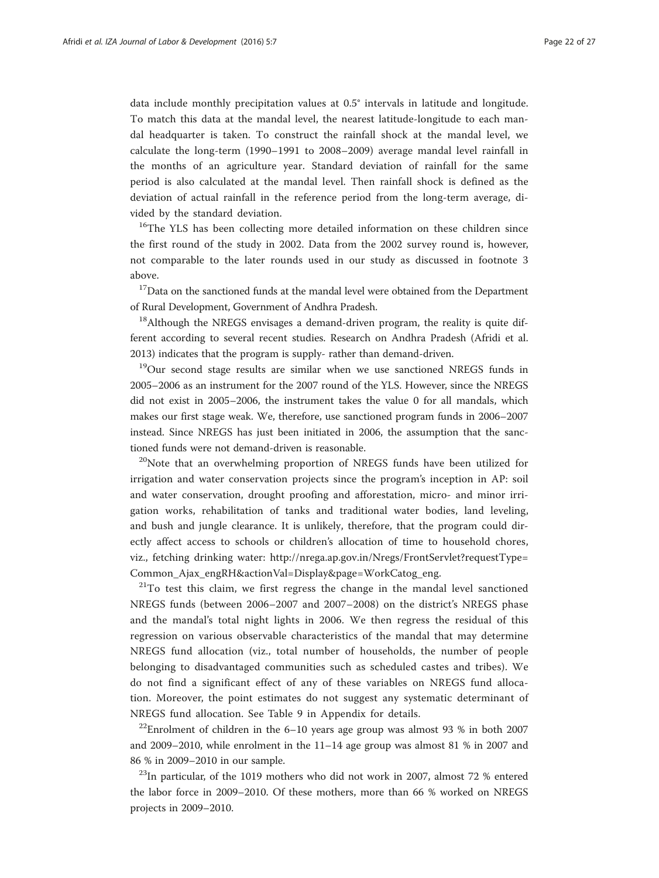data include monthly precipitation values at 0.5° intervals in latitude and longitude. To match this data at the mandal level, the nearest latitude-longitude to each mandal headquarter is taken. To construct the rainfall shock at the mandal level, we calculate the long-term (1990–1991 to 2008–2009) average mandal level rainfall in the months of an agriculture year. Standard deviation of rainfall for the same period is also calculated at the mandal level. Then rainfall shock is defined as the deviation of actual rainfall in the reference period from the long-term average, divided by the standard deviation.

[16]The YLS has been collecting more detailed information on these children since the first round of the study in 2002. Data from the 2002 survey round is, however, not comparable to the later rounds used in our study as discussed in footnote 3 above.

[17]Data on the sanctioned funds at the mandal level were obtained from the Department of Rural Development, Government of Andhra Pradesh.

[18]Although the NREGS envisages a demand-driven program, the reality is quite different according to several recent studies. Research on Andhra Pradesh (Afridi et al. 2013) indicates that the program is supply- rather than demand-driven.

[19]Our second stage results are similar when we use sanctioned NREGS funds in 2005–2006 as an instrument for the 2007 round of the YLS. However, since the NREGS did not exist in 2005–2006, the instrument takes the value 0 for all mandals, which makes our first stage weak. We, therefore, use sanctioned program funds in 2006–2007 instead. Since NREGS has just been initiated in 2006, the assumption that the sanctioned funds were not demand-driven is reasonable.

[20]Note that an overwhelming proportion of NREGS funds have been utilized for irrigation and water conservation projects since the program's inception in AP: soil and water conservation, drought proofing and afforestation, micro- and minor irrigation works, rehabilitation of tanks and traditional water bodies, land leveling, and bush and jungle clearance. It is unlikely, therefore, that the program could directly affect access to schools or children's allocation of time to household chores, viz., fetching drinking water: http://nrega.ap.gov.in/Nregs/FrontServlet?requestType=Common_Ajax_engRH&actionVal=Display&page=WorkCatog_eng.

[21]To test this claim, we first regress the change in the mandal level sanctioned NREGS funds (between 2006–2007 and 2007–2008) on the district's NREGS phase and the mandal's total night lights in 2006. We then regress the residual of this regression on various observable characteristics of the mandal that may determine NREGS fund allocation (viz., total number of households, the number of people belonging to disadvantaged communities such as scheduled castes and tribes). We do not find a significant effect of any of these variables on NREGS fund allocation. Moreover, the point estimates do not suggest any systematic determinant of NREGS fund allocation. See Table 9 in Appendix for details.

[22]Enrolment of children in the 6–10 years age group was almost 93 % in both 2007 and 2009–2010, while enrolment in the 11–14 age group was almost 81 % in 2007 and 86 % in 2009–2010 in our sample.

[23]In particular, of the 1019 mothers who did not work in 2007, almost 72 % entered the labor force in 2009–2010. Of these mothers, more than 66 % worked on NREGS projects in 2009–2010.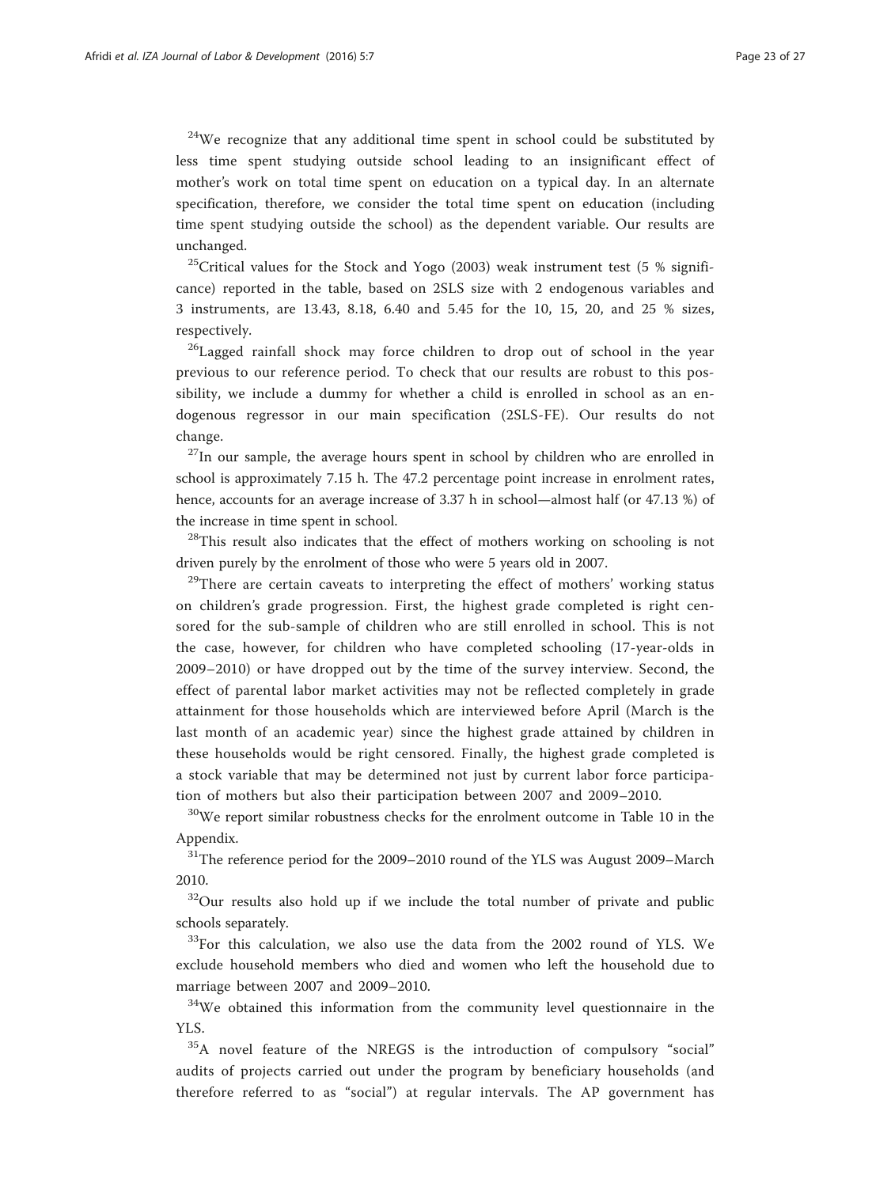[24]We recognize that any additional time spent in school could be substituted by less time spent studying outside school leading to an insignificant effect of mother's work on total time spent on education on a typical day. In an alternate specification, therefore, we consider the total time spent on education (including time spent studying outside the school) as the dependent variable. Our results are unchanged.

[25]Critical values for the Stock and Yogo (2003) weak instrument test (5 % significance) reported in the table, based on 2SLS size with 2 endogenous variables and 3 instruments, are 13.43, 8.18, 6.40 and 5.45 for the 10, 15, 20, and 25 % sizes, respectively.

[26]Lagged rainfall shock may force children to drop out of school in the year previous to our reference period. To check that our results are robust to this possibility, we include a dummy for whether a child is enrolled in school as an endogenous regressor in our main specification (2SLS-FE). Our results do not change.

[27]In our sample, the average hours spent in school by children who are enrolled in school is approximately 7.15 h. The 47.2 percentage point increase in enrolment rates, hence, accounts for an average increase of 3.37 h in school—almost half (or 47.13 %) of the increase in time spent in school.

[28]This result also indicates that the effect of mothers working on schooling is not driven purely by the enrolment of those who were 5 years old in 2007.

[29]There are certain caveats to interpreting the effect of mothers' working status on children's grade progression. First, the highest grade completed is right censored for the sub-sample of children who are still enrolled in school. This is not the case, however, for children who have completed schooling (17-year-olds in 2009–2010) or have dropped out by the time of the survey interview. Second, the effect of parental labor market activities may not be reflected completely in grade attainment for those households which are interviewed before April (March is the last month of an academic year) since the highest grade attained by children in these households would be right censored. Finally, the highest grade completed is a stock variable that may be determined not just by current labor force participation of mothers but also their participation between 2007 and 2009–2010.

[30]We report similar robustness checks for the enrolment outcome in Table 10 in the Appendix.

[31]The reference period for the 2009–2010 round of the YLS was August 2009–March 2010.

[32]Our results also hold up if we include the total number of private and public schools separately.

[33]For this calculation, we also use the data from the 2002 round of YLS. We exclude household members who died and women who left the household due to marriage between 2007 and 2009–2010.

[34]We obtained this information from the community level questionnaire in the YLS.

[35]A novel feature of the NREGS is the introduction of compulsory "social" audits of projects carried out under the program by beneficiary households (and therefore referred to as "social") at regular intervals. The AP government has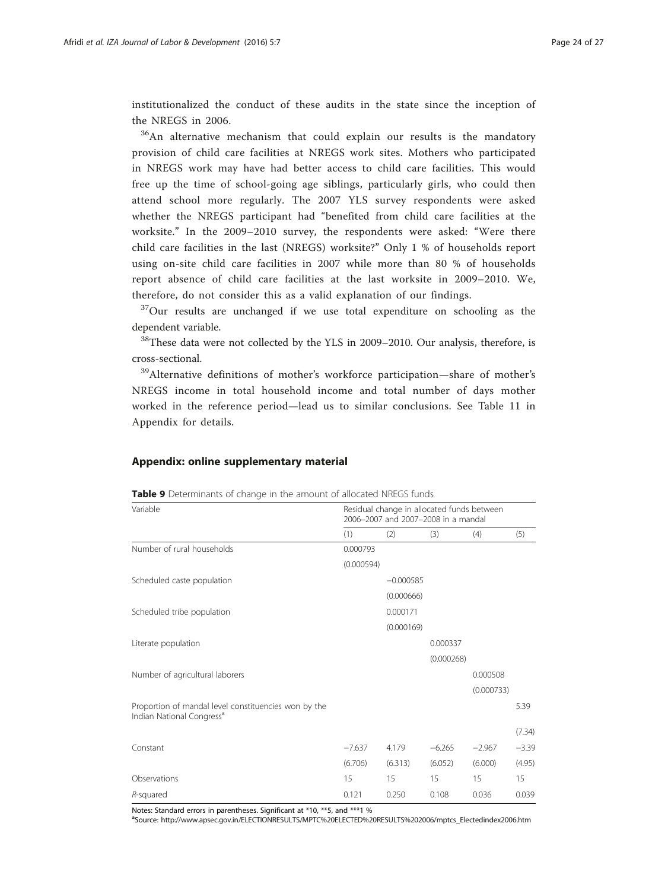institutionalized the conduct of these audits in the state since the inception of the NREGS in 2006.

[36]An alternative mechanism that could explain our results is the mandatory provision of child care facilities at NREGS work sites. Mothers who participated in NREGS work may have had better access to child care facilities. This would free up the time of school-going age siblings, particularly girls, who could then attend school more regularly. The 2007 YLS survey respondents were asked whether the NREGS participant had "benefited from child care facilities at the worksite." In the 2009–2010 survey, the respondents were asked: "Were there child care facilities in the last (NREGS) worksite?" Only 1 % of households report using on-site child care facilities in 2007 while more than 80 % of households report absence of child care facilities at the last worksite in 2009–2010. We, therefore, do not consider this as a valid explanation of our findings.

[37]Our results are unchanged if we use total expenditure on schooling as the dependent variable.

[38]These data were not collected by the YLS in 2009–2010. Our analysis, therefore, is cross-sectional.

[39]Alternative definitions of mother's workforce participation—share of mother's NREGS income in total household income and total number of days mother worked in the reference period—lead us to similar conclusions. See Table 11 in Appendix for details.

## Appendix: online supplementary material

**Table 9** Determinants of change in the amount of allocated NREGS funds

| Variable | Residual change in allocated funds between 2006–2007 and 2007–2008 in a mandal | | | | |
|---|---|---|---|---|---|
| | (1) | (2) | (3) | (4) | (5) |
| Number of rural households | 0.000793 | | | | |
| | (0.000594) | | | | |
| Scheduled caste population | | −0.000585 | | | |
| | | (0.000666) | | | |
| Scheduled tribe population | | 0.000171 | | | |
| | | (0.000169) | | | |
| Literate population | | | 0.000337 | | |
| | | | (0.000268) | | |
| Number of agricultural laborers | | | | 0.000508 | |
| | | | | (0.000733) | |
| Proportion of mandal level constituencies won by the Indian National Congress[a] | | | | | 5.39 |
| | | | | | (7.34) |
| Constant | −7.637 | 4.179 | −6.265 | −2.967 | −3.39 |
| | (6.706) | (6.313) | (6.052) | (6.000) | (4.95) |
| Observations | 15 | 15 | 15 | 15 | 15 |
| *R*-squared | 0.121 | 0.250 | 0.108 | 0.036 | 0.039 |

Notes: Standard errors in parentheses. Significant at *10, **5, and ***1 %

[a]Source: http://www.apsec.gov.in/ELECTIONRESULTS/MPTC%20ELECTED%20RESULTS%202006/mptcs_Electedindex2006.htm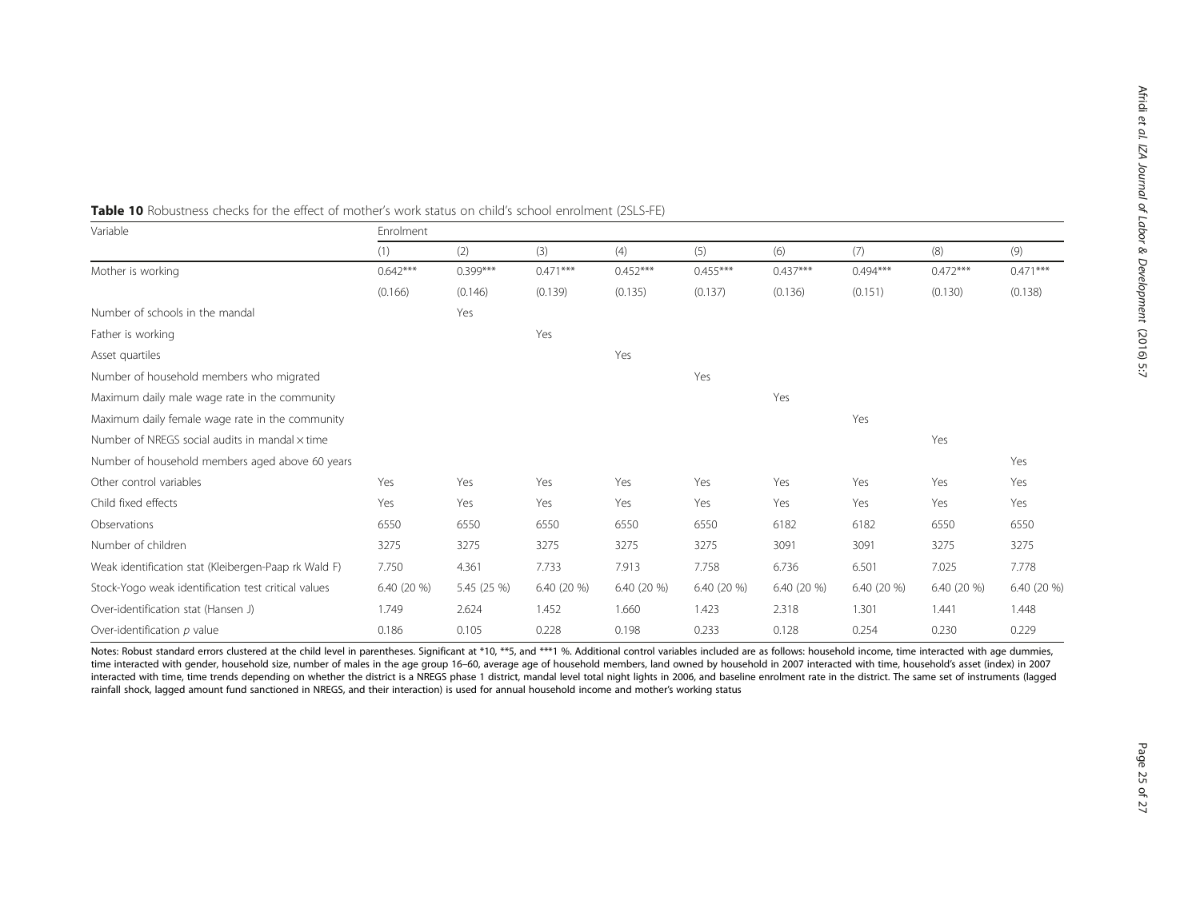**Table 10** Robustness checks for the effect of mother's work status on child's school enrolment (2SLS-FE)

| Variable | Enrolment | | | | | | | | |
|---|---|---|---|---|---|---|---|---|---|
| | (1) | (2) | (3) | (4) | (5) | (6) | (7) | (8) | (9) |
| Mother is working | 0.642*** | 0.399*** | 0.471*** | 0.452*** | 0.455*** | 0.437*** | 0.494*** | 0.472*** | 0.471*** |
| | (0.166) | (0.146) | (0.139) | (0.135) | (0.137) | (0.136) | (0.151) | (0.130) | (0.138) |
| Number of schools in the mandal | | Yes | | | | | | | |
| Father is working | | | Yes | | | | | | |
| Asset quartiles | | | | Yes | | | | | |
| Number of household members who migrated | | | | | Yes | | | | |
| Maximum daily male wage rate in the community | | | | | | Yes | | | |
| Maximum daily female wage rate in the community | | | | | | | Yes | | |
| Number of NREGS social audits in mandal × time | | | | | | | | Yes | |
| Number of household members aged above 60 years | | | | | | | | | Yes |
| Other control variables | Yes | Yes | Yes | Yes | Yes | Yes | Yes | Yes | Yes |
| Child fixed effects | Yes | Yes | Yes | Yes | Yes | Yes | Yes | Yes | Yes |
| Observations | 6550 | 6550 | 6550 | 6550 | 6550 | 6182 | 6182 | 6550 | 6550 |
| Number of children | 3275 | 3275 | 3275 | 3275 | 3275 | 3091 | 3091 | 3275 | 3275 |
| Weak identification stat (Kleibergen-Paap rk Wald F) | 7.750 | 4.361 | 7.733 | 7.913 | 7.758 | 6.736 | 6.501 | 7.025 | 7.778 |
| Stock-Yogo weak identification test critical values | 6.40 (20 %) | 5.45 (25 %) | 6.40 (20 %) | 6.40 (20 %) | 6.40 (20 %) | 6.40 (20 %) | 6.40 (20 %) | 6.40 (20 %) | 6.40 (20 %) |
| Over-identification stat (Hansen J) | 1.749 | 2.624 | 1.452 | 1.660 | 1.423 | 2.318 | 1.301 | 1.441 | 1.448 |
| Over-identification *p* value | 0.186 | 0.105 | 0.228 | 0.198 | 0.233 | 0.128 | 0.254 | 0.230 | 0.229 |

Notes: Robust standard errors clustered at the child level in parentheses. Significant at *10, **5, and ***1 %. Additional control variables included are as follows: household income, time interacted with age dummies, time interacted with gender, household size, number of males in the age group 16–60, average age of household members, land owned by household in 2007 interacted with time, household's asset (index) in 2007 interacted with time, time trends depending on whether the district is a NREGS phase 1 district, mandal level total night lights in 2006, and baseline enrolment rate in the district. The same set of instruments (lagged rainfall shock, lagged amount fund sanctioned in NREGS, and their interaction) is used for annual household income and mother's working status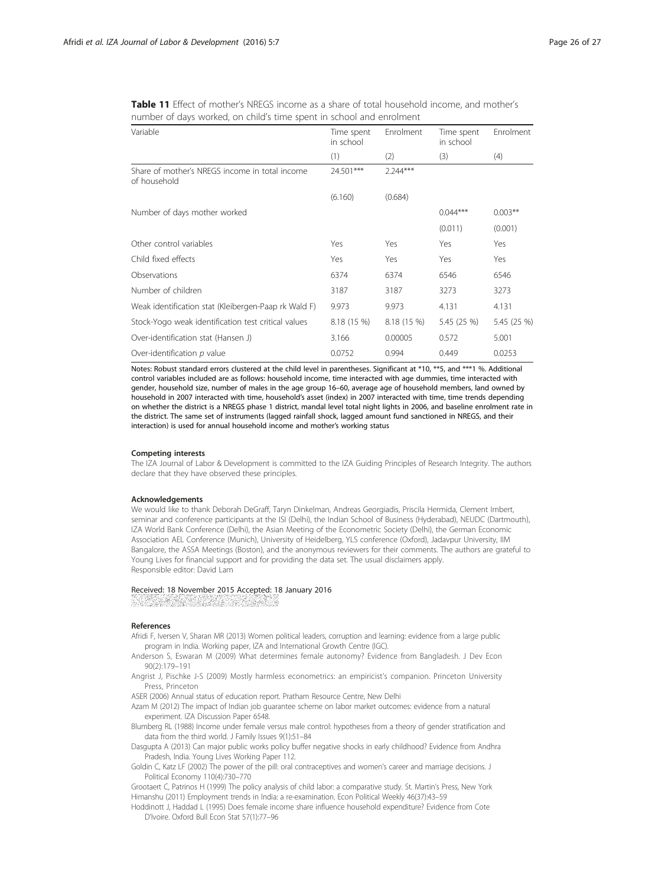**Table 11** Effect of mother's NREGS income as a share of total household income, and mother's number of days worked, on child's time spent in school and enrolment

| Variable | Time spent in school | Enrolment | Time spent in school | Enrolment |
|---|---|---|---|---|
| | (1) | (2) | (3) | (4) |
| Share of mother's NREGS income in total income of household | 24.501*** | 2.244*** | | |
| | (6.160) | (0.684) | | |
| Number of days mother worked | | | 0.044*** | 0.003** |
| | | | (0.011) | (0.001) |
| Other control variables | Yes | Yes | Yes | Yes |
| Child fixed effects | Yes | Yes | Yes | Yes |
| Observations | 6374 | 6374 | 6546 | 6546 |
| Number of children | 3187 | 3187 | 3273 | 3273 |
| Weak identification stat (Kleibergen-Paap rk Wald F) | 9.973 | 9.973 | 4.131 | 4.131 |
| Stock-Yogo weak identification test critical values | 8.18 (15 %) | 8.18 (15 %) | 5.45 (25 %) | 5.45 (25 %) |
| Over-identification stat (Hansen J) | 3.166 | 0.00005 | 0.572 | 5.001 |
| Over-identification *p* value | 0.0752 | 0.994 | 0.449 | 0.0253 |

Notes: Robust standard errors clustered at the child level in parentheses. Significant at *10, **5, and ***1 %. Additional control variables included are as follows: household income, time interacted with age dummies, time interacted with gender, household size, number of males in the age group 16–60, average age of household members, land owned by household in 2007 interacted with time, household's asset (index) in 2007 interacted with time, time trends depending on whether the district is a NREGS phase 1 district, mandal level total night lights in 2006, and baseline enrolment rate in the district. The same set of instruments (lagged rainfall shock, lagged amount fund sanctioned in NREGS, and their interaction) is used for annual household income and mother's working status

#### Competing interests

The IZA Journal of Labor & Development is committed to the IZA Guiding Principles of Research Integrity. The authors declare that they have observed these principles.

#### Acknowledgements

We would like to thank Deborah DeGraff, Taryn Dinkelman, Andreas Georgiadis, Priscila Hermida, Clement Imbert, seminar and conference participants at the ISI (Delhi), the Indian School of Business (Hyderabad), NEUDC (Dartmouth), IZA World Bank Conference (Delhi), the Asian Meeting of the Econometric Society (Delhi), the German Economic Association AEL Conference (Munich), University of Heidelberg, YLS conference (Oxford), Jadavpur University, IIM Bangalore, the ASSA Meetings (Boston), and the anonymous reviewers for their comments. The authors are grateful to Young Lives for financial support and for providing the data set. The usual disclaimers apply.
Responsible editor: David Lam

Received: 18 November 2015 Accepted: 18 January 2016

#### References

Afridi F, Iversen V, Sharan MR (2013) Women political leaders, corruption and learning: evidence from a large public program in India. Working paper, IZA and International Growth Centre (IGC).

Anderson S, Eswaran M (2009) What determines female autonomy? Evidence from Bangladesh. J Dev Econ 90(2):179–191

Angrist J, Pischke J-S (2009) Mostly harmless econometrics: an empiricist's companion. Princeton University Press, Princeton

ASER (2006) Annual status of education report. Pratham Resource Centre, New Delhi

Azam M (2012) The impact of Indian job guarantee scheme on labor market outcomes: evidence from a natural experiment. IZA Discussion Paper 6548.

Blumberg RL (1988) Income under female versus male control: hypotheses from a theory of gender stratification and data from the third world. J Family Issues 9(1):51–84

Dasgupta A (2013) Can major public works policy buffer negative shocks in early childhood? Evidence from Andhra Pradesh, India. Young Lives Working Paper 112.

Goldin C, Katz LF (2002) The power of the pill: oral contraceptives and women's career and marriage decisions. J Political Economy 110(4):730–770

Grootaert C, Patrinos H (1999) The policy analysis of child labor: a comparative study. St. Martin's Press, New York

Himanshu (2011) Employment trends in India: a re-examination. Econ Political Weekly 46(37):43–59

Hoddinott J, Haddad L (1995) Does female income share influence household expenditure? Evidence from Cote D'Ivoire. Oxford Bull Econ Stat 57(1):77–96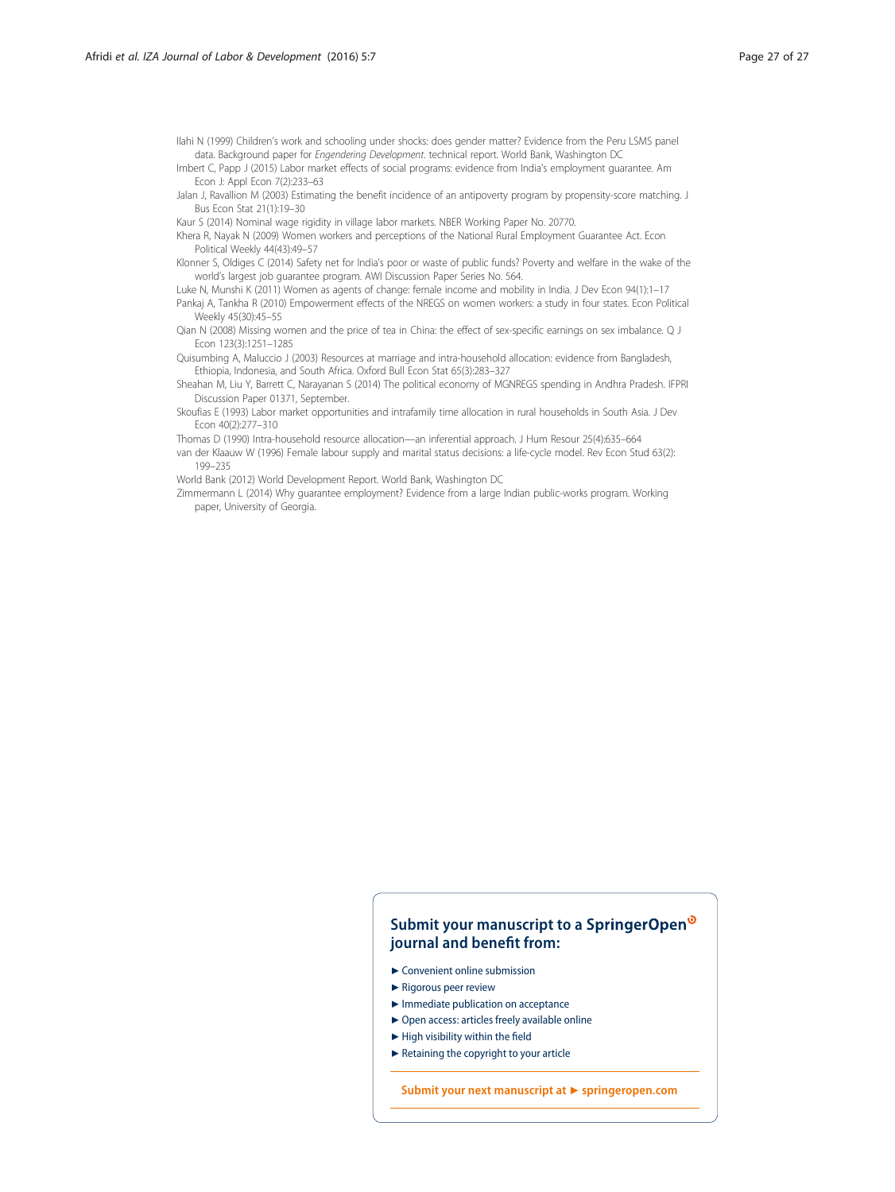Ilahi N (1999) Children's work and schooling under shocks: does gender matter? Evidence from the Peru LSMS panel data. Background paper for *Engendering Development*. technical report. World Bank, Washington DC

Imbert C, Papp J (2015) Labor market effects of social programs: evidence from India's employment guarantee. Am Econ J: Appl Econ 7(2):233–63

Jalan J, Ravallion M (2003) Estimating the benefit incidence of an antipoverty program by propensity-score matching. J Bus Econ Stat 21(1):19–30

Kaur S (2014) Nominal wage rigidity in village labor markets. NBER Working Paper No. 20770.

Khera R, Nayak N (2009) Women workers and perceptions of the National Rural Employment Guarantee Act. Econ Political Weekly 44(43):49–57

Klonner S, Oldiges C (2014) Safety net for India's poor or waste of public funds? Poverty and welfare in the wake of the world's largest job guarantee program. AWI Discussion Paper Series No. 564.

Luke N, Munshi K (2011) Women as agents of change: female income and mobility in India. J Dev Econ 94(1):1–17

Pankaj A, Tankha R (2010) Empowerment effects of the NREGS on women workers: a study in four states. Econ Political Weekly 45(30):45–55

Qian N (2008) Missing women and the price of tea in China: the effect of sex-specific earnings on sex imbalance. Q J Econ 123(3):1251–1285

Quisumbing A, Maluccio J (2003) Resources at marriage and intra-household allocation: evidence from Bangladesh, Ethiopia, Indonesia, and South Africa. Oxford Bull Econ Stat 65(3):283–327

Sheahan M, Liu Y, Barrett C, Narayanan S (2014) The political economy of MGNREGS spending in Andhra Pradesh. IFPRI Discussion Paper 01371, September.

Skoufias E (1993) Labor market opportunities and intrafamily time allocation in rural households in South Asia. J Dev Econ 40(2):277–310

Thomas D (1990) Intra-household resource allocation—an inferential approach. J Hum Resour 25(4):635–664

van der Klaauw W (1996) Female labour supply and marital status decisions: a life-cycle model. Rev Econ Stud 63(2): 199–235

World Bank (2012) World Development Report. World Bank, Washington DC

Zimmermann L (2014) Why guarantee employment? Evidence from a large Indian public-works program. Working paper, University of Georgia.

**Submit your manuscript to a SpringerOpen journal and benefit from:**

- ► Convenient online submission
- ► Rigorous peer review
- ► Immediate publication on acceptance
- ► Open access: articles freely available online
- ► High visibility within the field
- ► Retaining the copyright to your article

**Submit your next manuscript at ► springeropen.com**